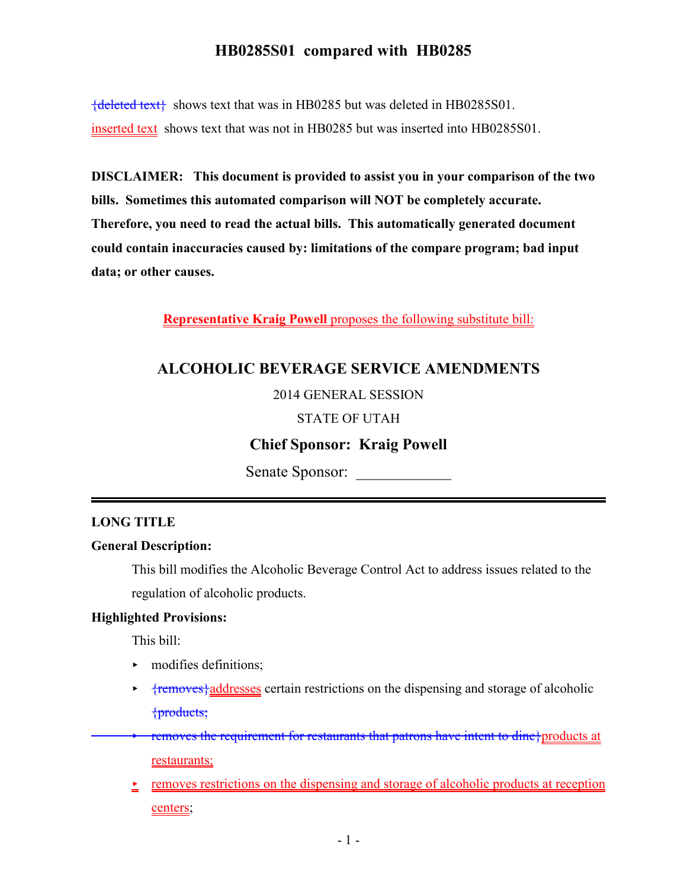# HB0285S01 compared with HB0285

~~{deleted text}~~ shows text that was in HB0285 but was deleted in HB0285S01.

inserted text shows text that was not in HB0285 but was inserted into HB0285S01.

**DISCLAIMER: This document is provided to assist you in your comparison of the two bills. Sometimes this automated comparison will NOT be completely accurate. Therefore, you need to read the actual bills. This automatically generated document could contain inaccuracies caused by: limitations of the compare program; bad input data; or other causes.**

**Representative Kraig Powell** proposes the following substitute bill:

## ALCOHOLIC BEVERAGE SERVICE AMENDMENTS

2014 GENERAL SESSION

STATE OF UTAH

**Chief Sponsor: Kraig Powell**

Senate Sponsor: ____________

**LONG TITLE**

**General Description:**

This bill modifies the Alcoholic Beverage Control Act to address issues related to the regulation of alcoholic products.

**Highlighted Provisions:**

This bill:

- modifies definitions;
- ~~{removes}~~addresses certain restrictions on the dispensing and storage of alcoholic ~~{products;~~
- ~~removes the requirement for restaurants that patrons have intent to dine}~~products at restaurants;
- removes restrictions on the dispensing and storage of alcoholic products at reception centers;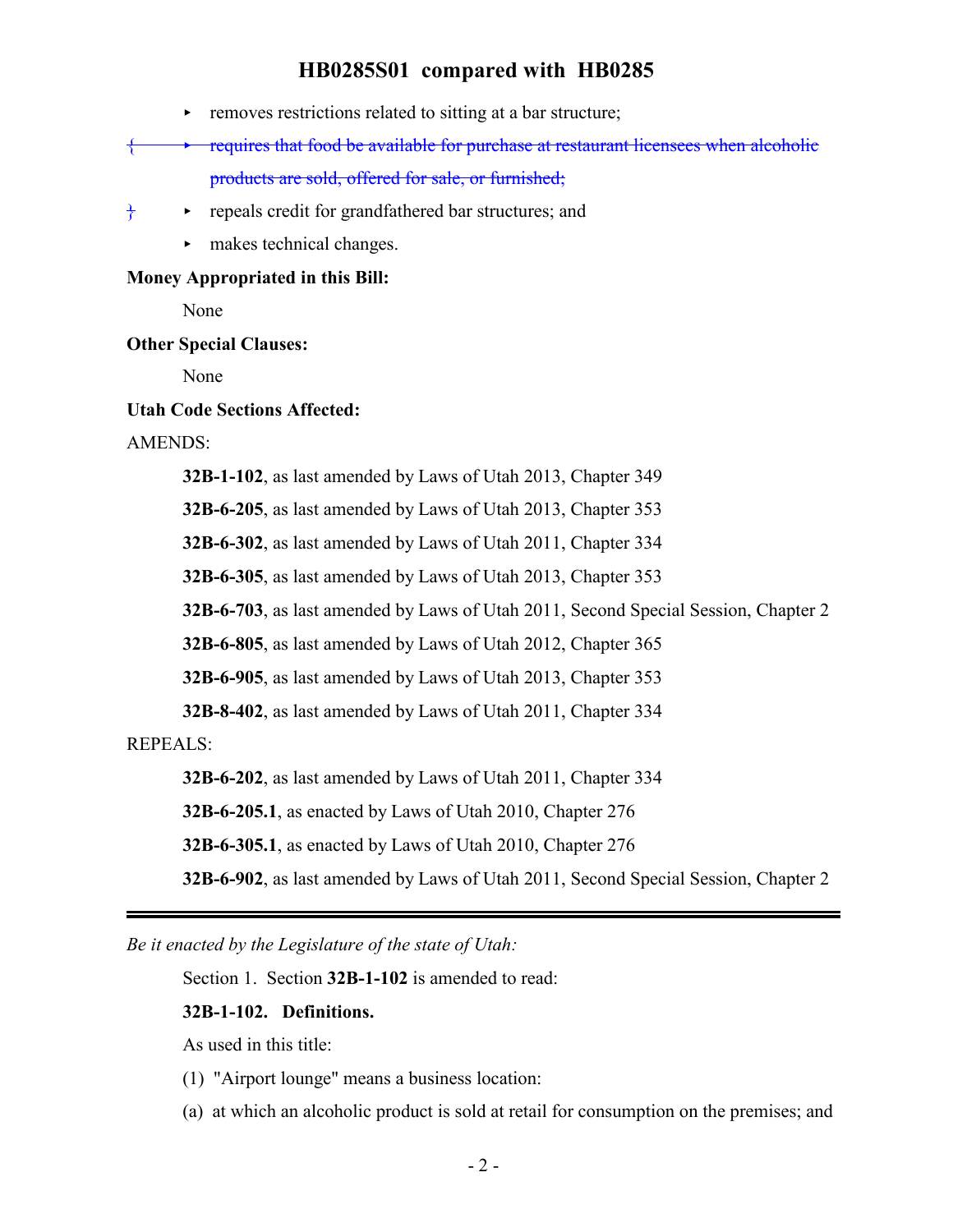- removes restrictions related to sitting at a bar structure;

{ ~~requires that food be available for purchase at restaurant licensees when alcoholic products are sold, offered for sale, or furnished;~~

} - repeals credit for grandfathered bar structures; and

- makes technical changes.

**Money Appropriated in this Bill:**

None

**Other Special Clauses:**

None

**Utah Code Sections Affected:**

AMENDS:

**32B-1-102**, as last amended by Laws of Utah 2013, Chapter 349

**32B-6-205**, as last amended by Laws of Utah 2013, Chapter 353

**32B-6-302**, as last amended by Laws of Utah 2011, Chapter 334

**32B-6-305**, as last amended by Laws of Utah 2013, Chapter 353

**32B-6-703**, as last amended by Laws of Utah 2011, Second Special Session, Chapter 2

**32B-6-805**, as last amended by Laws of Utah 2012, Chapter 365

**32B-6-905**, as last amended by Laws of Utah 2013, Chapter 353

**32B-8-402**, as last amended by Laws of Utah 2011, Chapter 334

REPEALS:

**32B-6-202**, as last amended by Laws of Utah 2011, Chapter 334

**32B-6-205.1**, as enacted by Laws of Utah 2010, Chapter 276

**32B-6-305.1**, as enacted by Laws of Utah 2010, Chapter 276

**32B-6-902**, as last amended by Laws of Utah 2011, Second Special Session, Chapter 2

---

*Be it enacted by the Legislature of the state of Utah:*

Section 1. Section **32B-1-102** is amended to read:

**32B-1-102. Definitions.**

As used in this title:

(1) "Airport lounge" means a business location:

(a) at which an alcoholic product is sold at retail for consumption on the premises; and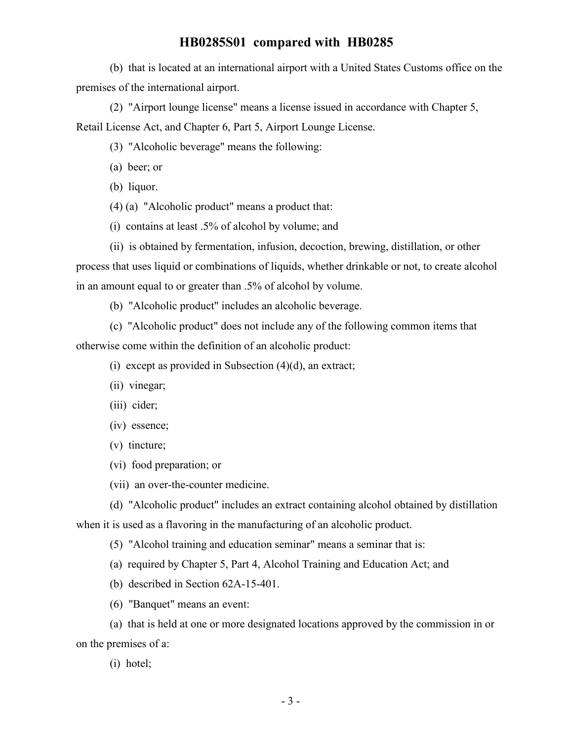(b) that is located at an international airport with a United States Customs office on the premises of the international airport.

(2) "Airport lounge license" means a license issued in accordance with Chapter 5, Retail License Act, and Chapter 6, Part 5, Airport Lounge License.

(3) "Alcoholic beverage" means the following:

(a) beer; or

(b) liquor.

(4) (a) "Alcoholic product" means a product that:

(i) contains at least .5% of alcohol by volume; and

(ii) is obtained by fermentation, infusion, decoction, brewing, distillation, or other process that uses liquid or combinations of liquids, whether drinkable or not, to create alcohol in an amount equal to or greater than .5% of alcohol by volume.

(b) "Alcoholic product" includes an alcoholic beverage.

(c) "Alcoholic product" does not include any of the following common items that otherwise come within the definition of an alcoholic product:

(i) except as provided in Subsection (4)(d), an extract;

(ii) vinegar;

(iii) cider;

(iv) essence;

(v) tincture;

(vi) food preparation; or

(vii) an over-the-counter medicine.

(d) "Alcoholic product" includes an extract containing alcohol obtained by distillation when it is used as a flavoring in the manufacturing of an alcoholic product.

(5) "Alcohol training and education seminar" means a seminar that is:

(a) required by Chapter 5, Part 4, Alcohol Training and Education Act; and

(b) described in Section 62A-15-401.

(6) "Banquet" means an event:

(a) that is held at one or more designated locations approved by the commission in or on the premises of a:

(i) hotel;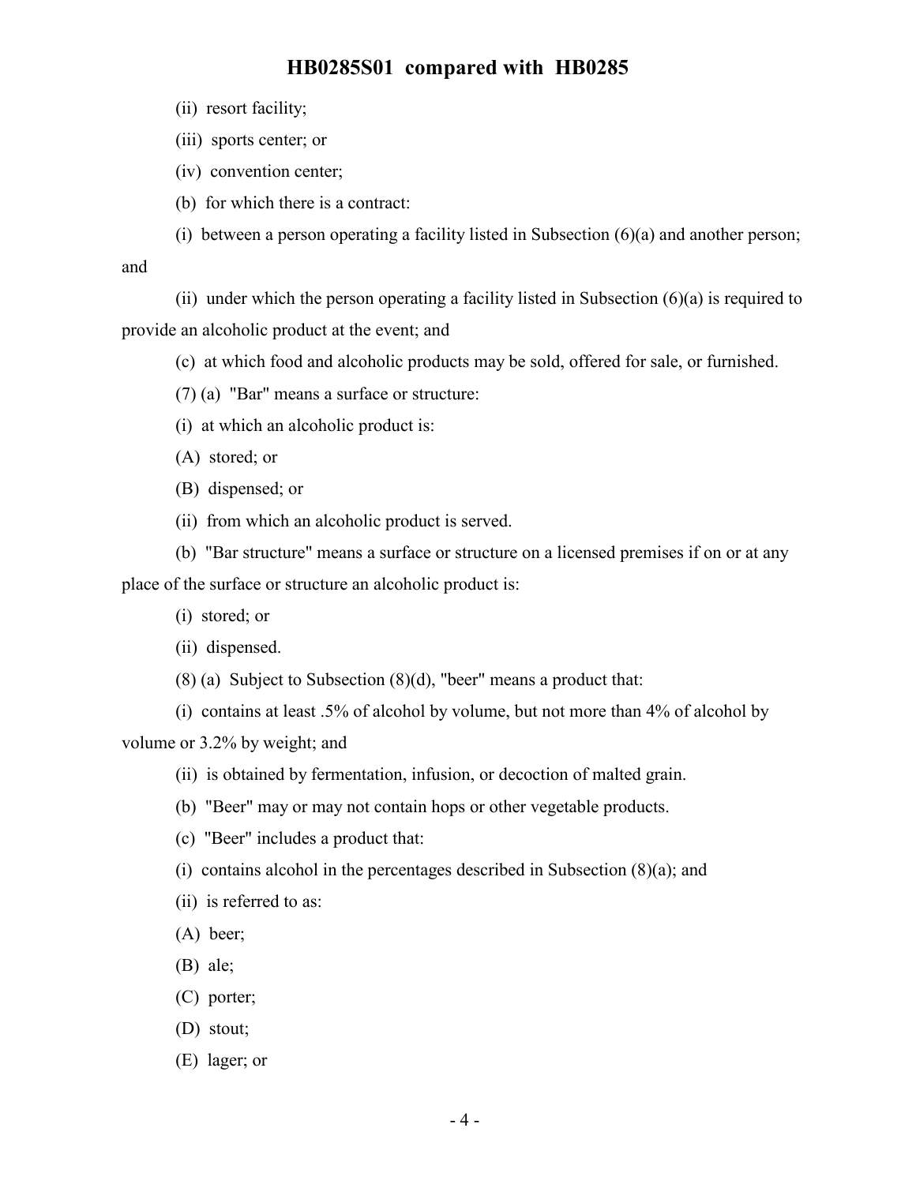(ii) resort facility;

(iii) sports center; or

(iv) convention center;

(b) for which there is a contract:

(i) between a person operating a facility listed in Subsection (6)(a) and another person; and

(ii) under which the person operating a facility listed in Subsection (6)(a) is required to provide an alcoholic product at the event; and

(c) at which food and alcoholic products may be sold, offered for sale, or furnished.

(7) (a) "Bar" means a surface or structure:

(i) at which an alcoholic product is:

(A) stored; or

(B) dispensed; or

(ii) from which an alcoholic product is served.

(b) "Bar structure" means a surface or structure on a licensed premises if on or at any place of the surface or structure an alcoholic product is:

(i) stored; or

(ii) dispensed.

(8) (a) Subject to Subsection (8)(d), "beer" means a product that:

(i) contains at least .5% of alcohol by volume, but not more than 4% of alcohol by volume or 3.2% by weight; and

(ii) is obtained by fermentation, infusion, or decoction of malted grain.

(b) "Beer" may or may not contain hops or other vegetable products.

(c) "Beer" includes a product that:

(i) contains alcohol in the percentages described in Subsection (8)(a); and

(ii) is referred to as:

(A) beer;

(B) ale;

(C) porter;

(D) stout;

(E) lager; or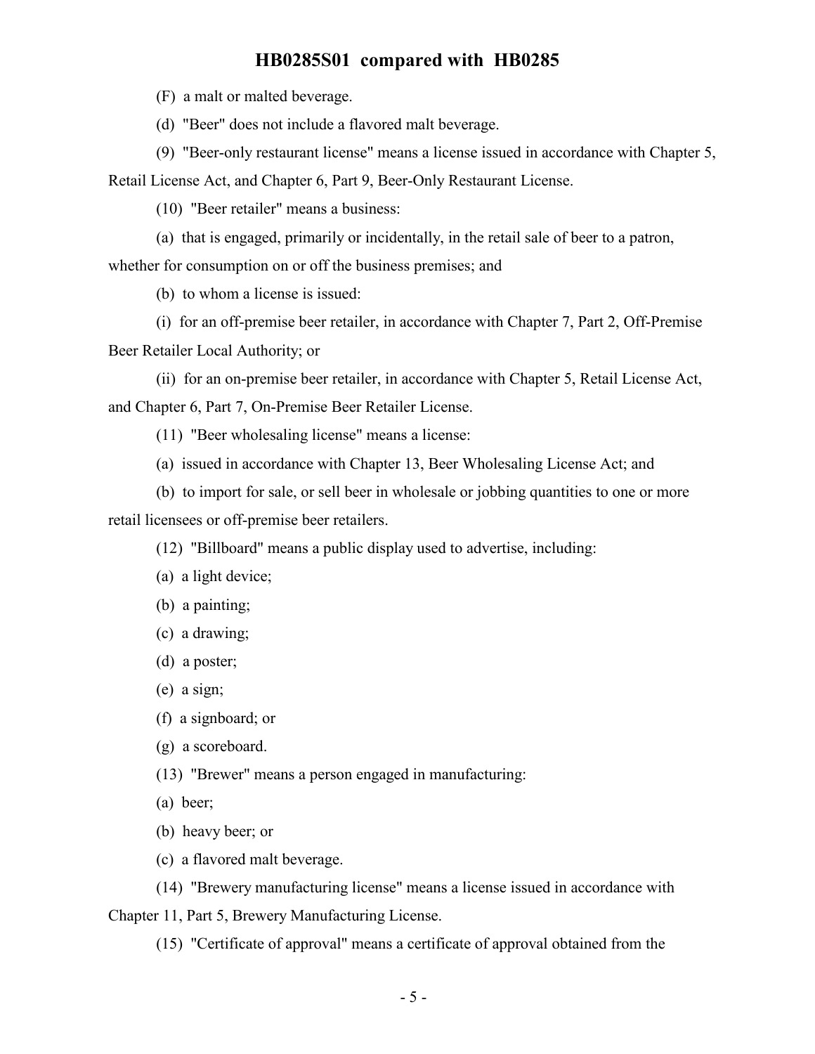(F) a malt or malted beverage.

(d) "Beer" does not include a flavored malt beverage.

(9) "Beer-only restaurant license" means a license issued in accordance with Chapter 5, Retail License Act, and Chapter 6, Part 9, Beer-Only Restaurant License.

(10) "Beer retailer" means a business:

(a) that is engaged, primarily or incidentally, in the retail sale of beer to a patron, whether for consumption on or off the business premises; and

(b) to whom a license is issued:

(i) for an off-premise beer retailer, in accordance with Chapter 7, Part 2, Off-Premise Beer Retailer Local Authority; or

(ii) for an on-premise beer retailer, in accordance with Chapter 5, Retail License Act, and Chapter 6, Part 7, On-Premise Beer Retailer License.

(11) "Beer wholesaling license" means a license:

(a) issued in accordance with Chapter 13, Beer Wholesaling License Act; and

(b) to import for sale, or sell beer in wholesale or jobbing quantities to one or more retail licensees or off-premise beer retailers.

(12) "Billboard" means a public display used to advertise, including:

(a) a light device;

(b) a painting;

(c) a drawing;

(d) a poster;

(e) a sign;

(f) a signboard; or

(g) a scoreboard.

(13) "Brewer" means a person engaged in manufacturing:

(a) beer;

(b) heavy beer; or

(c) a flavored malt beverage.

(14) "Brewery manufacturing license" means a license issued in accordance with Chapter 11, Part 5, Brewery Manufacturing License.

(15) "Certificate of approval" means a certificate of approval obtained from the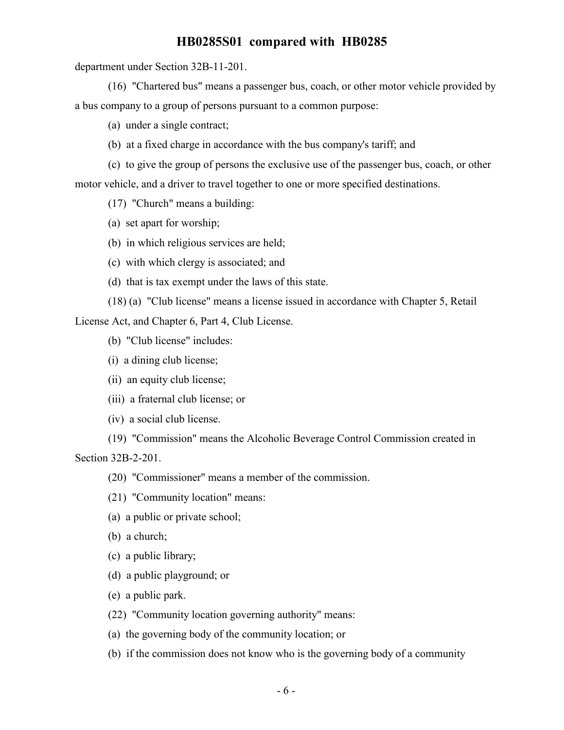department under Section 32B-11-201.

(16) "Chartered bus" means a passenger bus, coach, or other motor vehicle provided by a bus company to a group of persons pursuant to a common purpose:

(a) under a single contract;

(b) at a fixed charge in accordance with the bus company's tariff; and

(c) to give the group of persons the exclusive use of the passenger bus, coach, or other motor vehicle, and a driver to travel together to one or more specified destinations.

(17) "Church" means a building:

(a) set apart for worship;

(b) in which religious services are held;

(c) with which clergy is associated; and

(d) that is tax exempt under the laws of this state.

(18) (a) "Club license" means a license issued in accordance with Chapter 5, Retail License Act, and Chapter 6, Part 4, Club License.

(b) "Club license" includes:

(i) a dining club license;

(ii) an equity club license;

(iii) a fraternal club license; or

(iv) a social club license.

(19) "Commission" means the Alcoholic Beverage Control Commission created in Section 32B-2-201.

(20) "Commissioner" means a member of the commission.

(21) "Community location" means:

(a) a public or private school;

(b) a church;

(c) a public library;

(d) a public playground; or

(e) a public park.

(22) "Community location governing authority" means:

(a) the governing body of the community location; or

(b) if the commission does not know who is the governing body of a community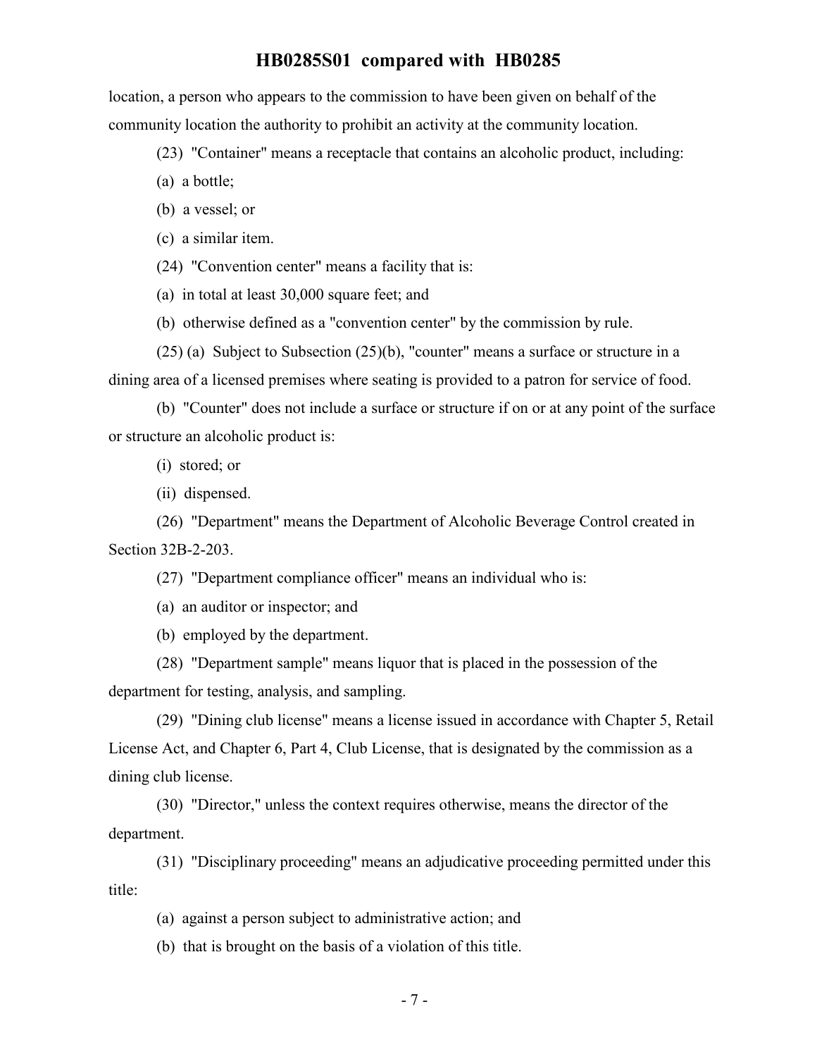location, a person who appears to the commission to have been given on behalf of the community location the authority to prohibit an activity at the community location.

(23) "Container" means a receptacle that contains an alcoholic product, including:

(a) a bottle;

(b) a vessel; or

(c) a similar item.

(24) "Convention center" means a facility that is:

(a) in total at least 30,000 square feet; and

(b) otherwise defined as a "convention center" by the commission by rule.

(25) (a) Subject to Subsection (25)(b), "counter" means a surface or structure in a dining area of a licensed premises where seating is provided to a patron for service of food.

(b) "Counter" does not include a surface or structure if on or at any point of the surface or structure an alcoholic product is:

(i) stored; or

(ii) dispensed.

(26) "Department" means the Department of Alcoholic Beverage Control created in Section 32B-2-203.

(27) "Department compliance officer" means an individual who is:

(a) an auditor or inspector; and

(b) employed by the department.

(28) "Department sample" means liquor that is placed in the possession of the department for testing, analysis, and sampling.

(29) "Dining club license" means a license issued in accordance with Chapter 5, Retail License Act, and Chapter 6, Part 4, Club License, that is designated by the commission as a dining club license.

(30) "Director," unless the context requires otherwise, means the director of the department.

(31) "Disciplinary proceeding" means an adjudicative proceeding permitted under this title:

(a) against a person subject to administrative action; and

(b) that is brought on the basis of a violation of this title.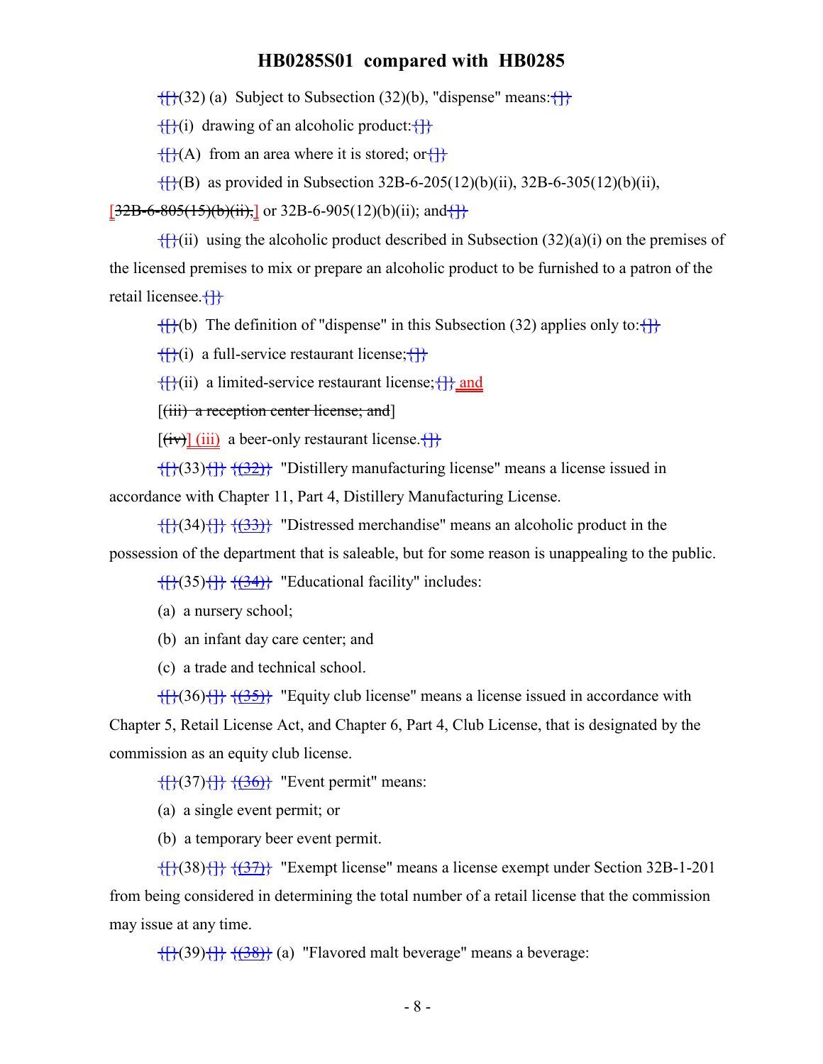{}(32) (a) Subject to Subsection (32)(b), "dispense" means:{}

{}(i) drawing of an alcoholic product:{}

{}(A) from an area where it is stored; or{}

{}(B) as provided in Subsection 32B-6-205(12)(b)(ii), 32B-6-305(12)(b)(ii), [32B-6-805(15)(b)(ii),] or 32B-6-905(12)(b)(ii); and{}

{}(ii) using the alcoholic product described in Subsection (32)(a)(i) on the premises of the licensed premises to mix or prepare an alcoholic product to be furnished to a patron of the retail licensee.{}

{}(b) The definition of "dispense" in this Subsection (32) applies only to:{}

{}(i) a full-service restaurant license;{}

{}(ii) a limited-service restaurant license;{} and

[(iii) a reception center license; and]

[(iv)] (iii) a beer-only restaurant license.{}

{}(33){} {(32)} "Distillery manufacturing license" means a license issued in accordance with Chapter 11, Part 4, Distillery Manufacturing License.

{}(34){} {(33)} "Distressed merchandise" means an alcoholic product in the possession of the department that is saleable, but for some reason is unappealing to the public.

{}(35){} {(34)} "Educational facility" includes:

(a) a nursery school;

(b) an infant day care center; and

(c) a trade and technical school.

{}(36){} {(35)} "Equity club license" means a license issued in accordance with Chapter 5, Retail License Act, and Chapter 6, Part 4, Club License, that is designated by the commission as an equity club license.

{}(37){} {(36)} "Event permit" means:

(a) a single event permit; or

(b) a temporary beer event permit.

{}(38){} {(37)} "Exempt license" means a license exempt under Section 32B-1-201 from being considered in determining the total number of a retail license that the commission may issue at any time.

{}(39){} {(38)} (a) "Flavored malt beverage" means a beverage: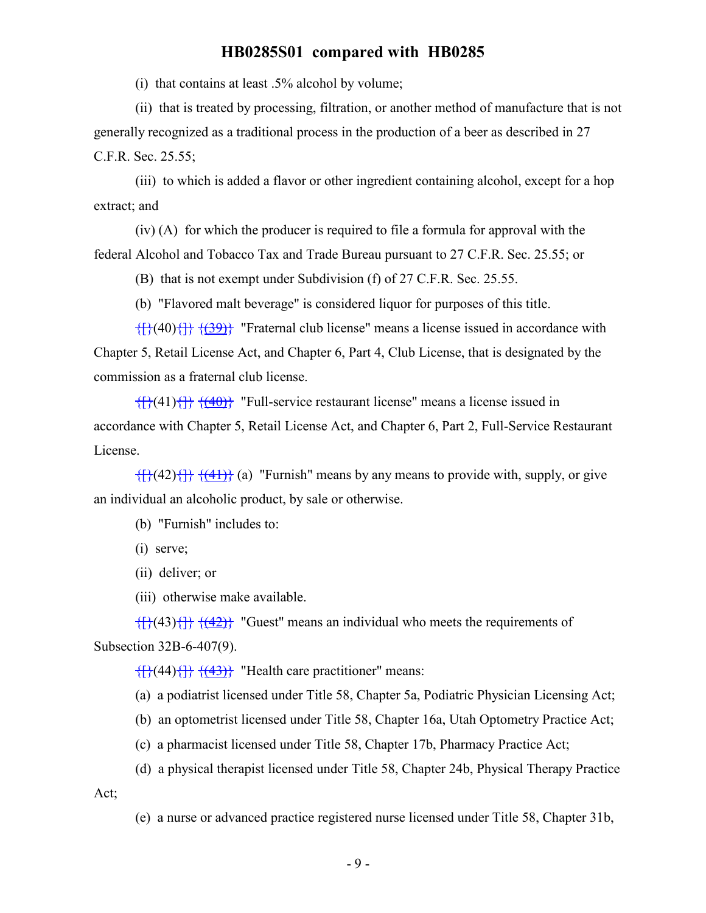(i) that contains at least .5% alcohol by volume;

(ii) that is treated by processing, filtration, or another method of manufacture that is not generally recognized as a traditional process in the production of a beer as described in 27 C.F.R. Sec. 25.55;

(iii) to which is added a flavor or other ingredient containing alcohol, except for a hop extract; and

(iv) (A) for which the producer is required to file a formula for approval with the federal Alcohol and Tobacco Tax and Trade Bureau pursuant to 27 C.F.R. Sec. 25.55; or

(B) that is not exempt under Subdivision (f) of 27 C.F.R. Sec. 25.55.

(b) "Flavored malt beverage" is considered liquor for purposes of this title.

{[}(40){]} {(39)} "Fraternal club license" means a license issued in accordance with Chapter 5, Retail License Act, and Chapter 6, Part 4, Club License, that is designated by the commission as a fraternal club license.

{[}(41){]} {(40)} "Full-service restaurant license" means a license issued in accordance with Chapter 5, Retail License Act, and Chapter 6, Part 2, Full-Service Restaurant License.

{[}(42){]} {(41)} (a) "Furnish" means by any means to provide with, supply, or give an individual an alcoholic product, by sale or otherwise.

(b) "Furnish" includes to:

(i) serve;

(ii) deliver; or

(iii) otherwise make available.

{[}(43){]} {(42)} "Guest" means an individual who meets the requirements of Subsection 32B-6-407(9).

{[}(44){]} {(43)} "Health care practitioner" means:

(a) a podiatrist licensed under Title 58, Chapter 5a, Podiatric Physician Licensing Act;

(b) an optometrist licensed under Title 58, Chapter 16a, Utah Optometry Practice Act;

(c) a pharmacist licensed under Title 58, Chapter 17b, Pharmacy Practice Act;

(d) a physical therapist licensed under Title 58, Chapter 24b, Physical Therapy Practice Act;

(e) a nurse or advanced practice registered nurse licensed under Title 58, Chapter 31b,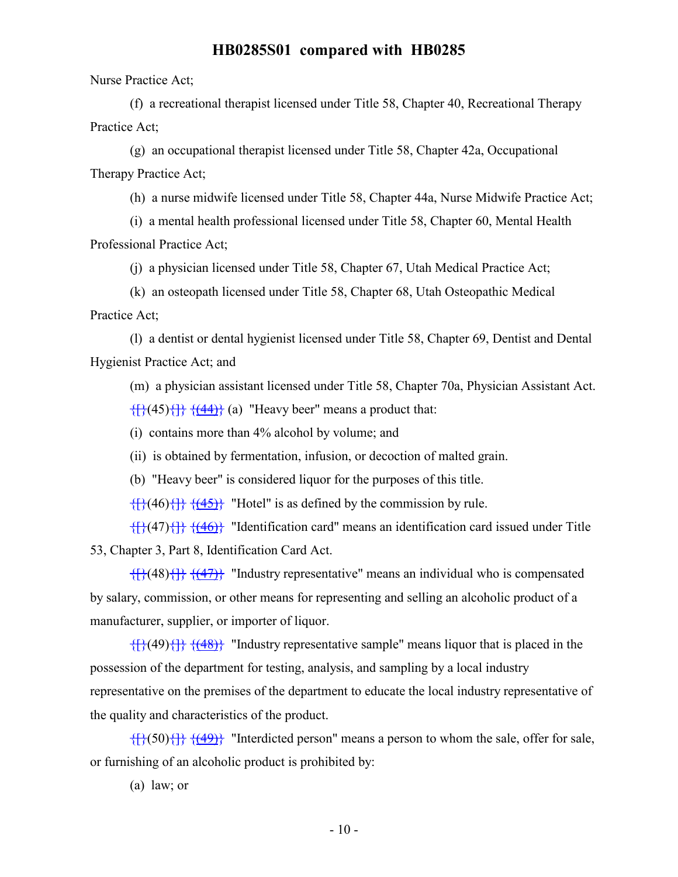Nurse Practice Act;

(f) a recreational therapist licensed under Title 58, Chapter 40, Recreational Therapy Practice Act;

(g) an occupational therapist licensed under Title 58, Chapter 42a, Occupational Therapy Practice Act;

(h) a nurse midwife licensed under Title 58, Chapter 44a, Nurse Midwife Practice Act;

(i) a mental health professional licensed under Title 58, Chapter 60, Mental Health Professional Practice Act;

(j) a physician licensed under Title 58, Chapter 67, Utah Medical Practice Act;

(k) an osteopath licensed under Title 58, Chapter 68, Utah Osteopathic Medical Practice Act;

(l) a dentist or dental hygienist licensed under Title 58, Chapter 69, Dentist and Dental Hygienist Practice Act; and

(m) a physician assistant licensed under Title 58, Chapter 70a, Physician Assistant Act.

{[}(45){]} {(44)} (a) "Heavy beer" means a product that:

(i) contains more than 4% alcohol by volume; and

(ii) is obtained by fermentation, infusion, or decoction of malted grain.

(b) "Heavy beer" is considered liquor for the purposes of this title.

{[}(46){]} {(45)} "Hotel" is as defined by the commission by rule.

{[}(47){]} {(46)} "Identification card" means an identification card issued under Title 53, Chapter 3, Part 8, Identification Card Act.

{[}(48){]} {(47)} "Industry representative" means an individual who is compensated by salary, commission, or other means for representing and selling an alcoholic product of a manufacturer, supplier, or importer of liquor.

{[}(49){]} {(48)} "Industry representative sample" means liquor that is placed in the possession of the department for testing, analysis, and sampling by a local industry representative on the premises of the department to educate the local industry representative of the quality and characteristics of the product.

{[}(50){]} {(49)} "Interdicted person" means a person to whom the sale, offer for sale, or furnishing of an alcoholic product is prohibited by:

(a) law; or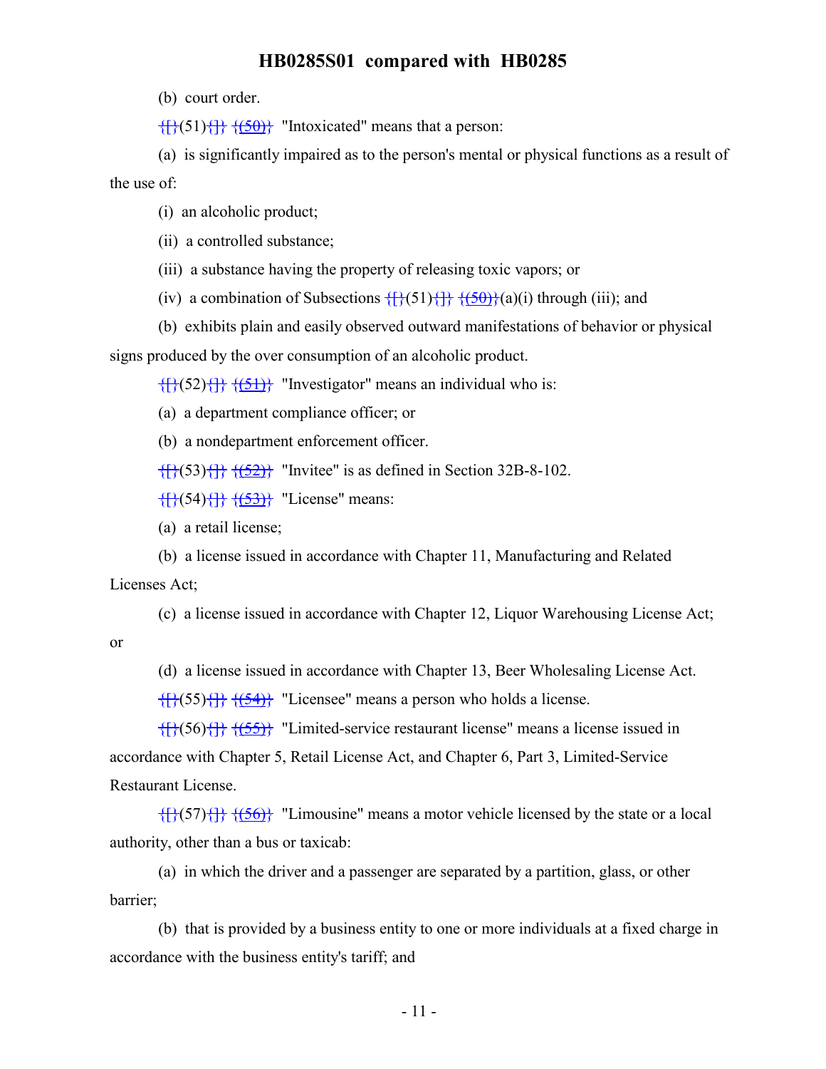(b) court order.

{[}(51){]} {(50)} "Intoxicated" means that a person:

(a) is significantly impaired as to the person's mental or physical functions as a result of the use of:

(i) an alcoholic product;

(ii) a controlled substance;

(iii) a substance having the property of releasing toxic vapors; or

(iv) a combination of Subsections {[}(51){]} {(50)}(a)(i) through (iii); and

(b) exhibits plain and easily observed outward manifestations of behavior or physical signs produced by the over consumption of an alcoholic product.

{[}(52){]} {(51)} "Investigator" means an individual who is:

(a) a department compliance officer; or

(b) a nondepartment enforcement officer.

{[}(53){]} {(52)} "Invitee" is as defined in Section 32B-8-102.

{[}(54){]} {(53)} "License" means:

(a) a retail license;

(b) a license issued in accordance with Chapter 11, Manufacturing and Related Licenses Act;

(c) a license issued in accordance with Chapter 12, Liquor Warehousing License Act; or

(d) a license issued in accordance with Chapter 13, Beer Wholesaling License Act.

{[}(55){]} {(54)} "Licensee" means a person who holds a license.

{[}(56){]} {(55)} "Limited-service restaurant license" means a license issued in accordance with Chapter 5, Retail License Act, and Chapter 6, Part 3, Limited-Service Restaurant License.

{[}(57){]} {(56)} "Limousine" means a motor vehicle licensed by the state or a local authority, other than a bus or taxicab:

(a) in which the driver and a passenger are separated by a partition, glass, or other barrier;

(b) that is provided by a business entity to one or more individuals at a fixed charge in accordance with the business entity's tariff; and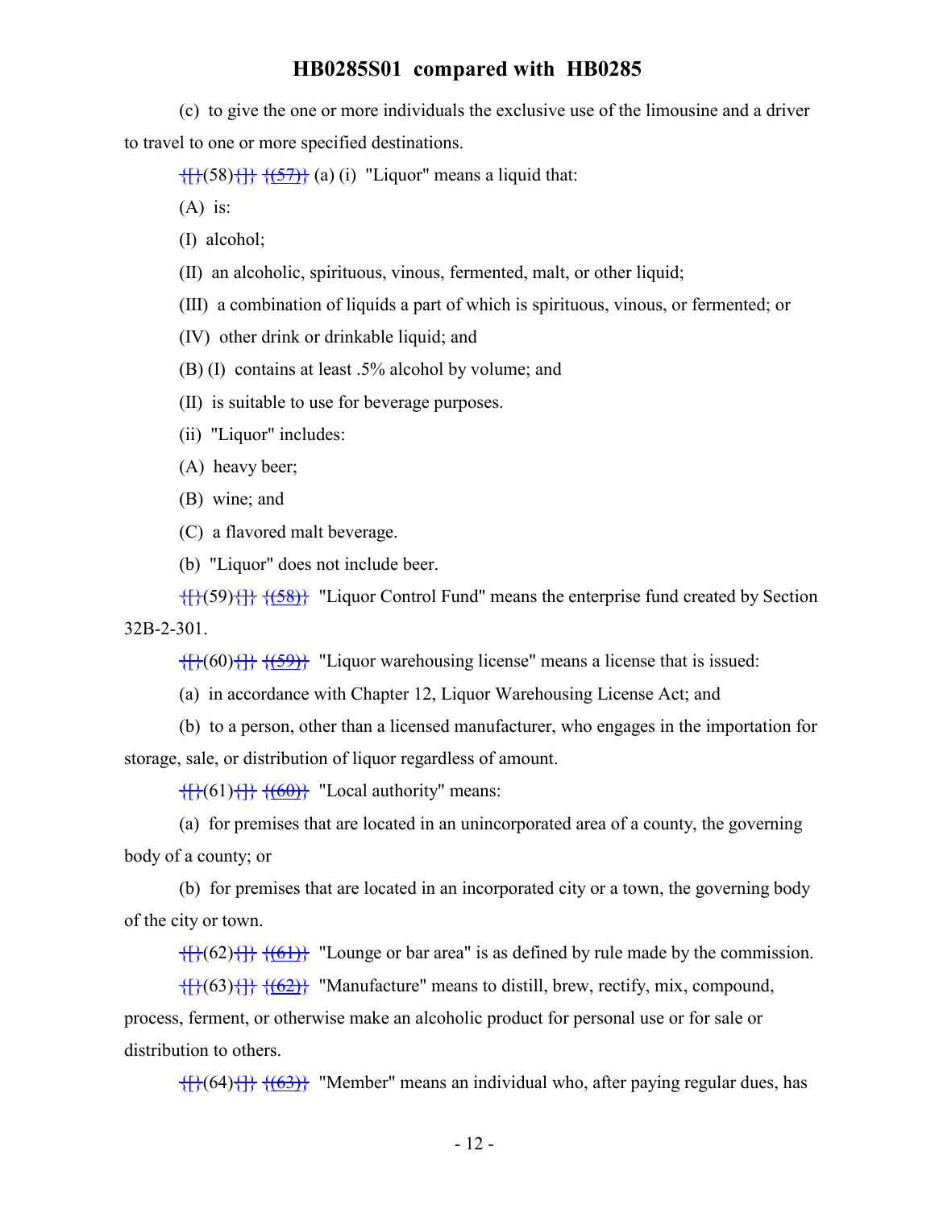(c) to give the one or more individuals the exclusive use of the limousine and a driver to travel to one or more specified destinations.

{[}(58){]} {(57)} (a) (i) "Liquor" means a liquid that:

(A) is:

(I) alcohol;

(II) an alcoholic, spirituous, vinous, fermented, malt, or other liquid;

(III) a combination of liquids a part of which is spirituous, vinous, or fermented; or

(IV) other drink or drinkable liquid; and

(B) (I) contains at least .5% alcohol by volume; and

(II) is suitable to use for beverage purposes.

(ii) "Liquor" includes:

(A) heavy beer;

(B) wine; and

(C) a flavored malt beverage.

(b) "Liquor" does not include beer.

{[}(59){]} {(58)} "Liquor Control Fund" means the enterprise fund created by Section 32B-2-301.

{[}(60){]} {(59)} "Liquor warehousing license" means a license that is issued:

(a) in accordance with Chapter 12, Liquor Warehousing License Act; and

(b) to a person, other than a licensed manufacturer, who engages in the importation for storage, sale, or distribution of liquor regardless of amount.

{[}(61){]} {(60)} "Local authority" means:

(a) for premises that are located in an unincorporated area of a county, the governing body of a county; or

(b) for premises that are located in an incorporated city or a town, the governing body of the city or town.

{[}(62){]} {(61)} "Lounge or bar area" is as defined by rule made by the commission.

{[}(63){]} {(62)} "Manufacture" means to distill, brew, rectify, mix, compound, process, ferment, or otherwise make an alcoholic product for personal use or for sale or distribution to others.

{[}(64){]} {(63)} "Member" means an individual who, after paying regular dues, has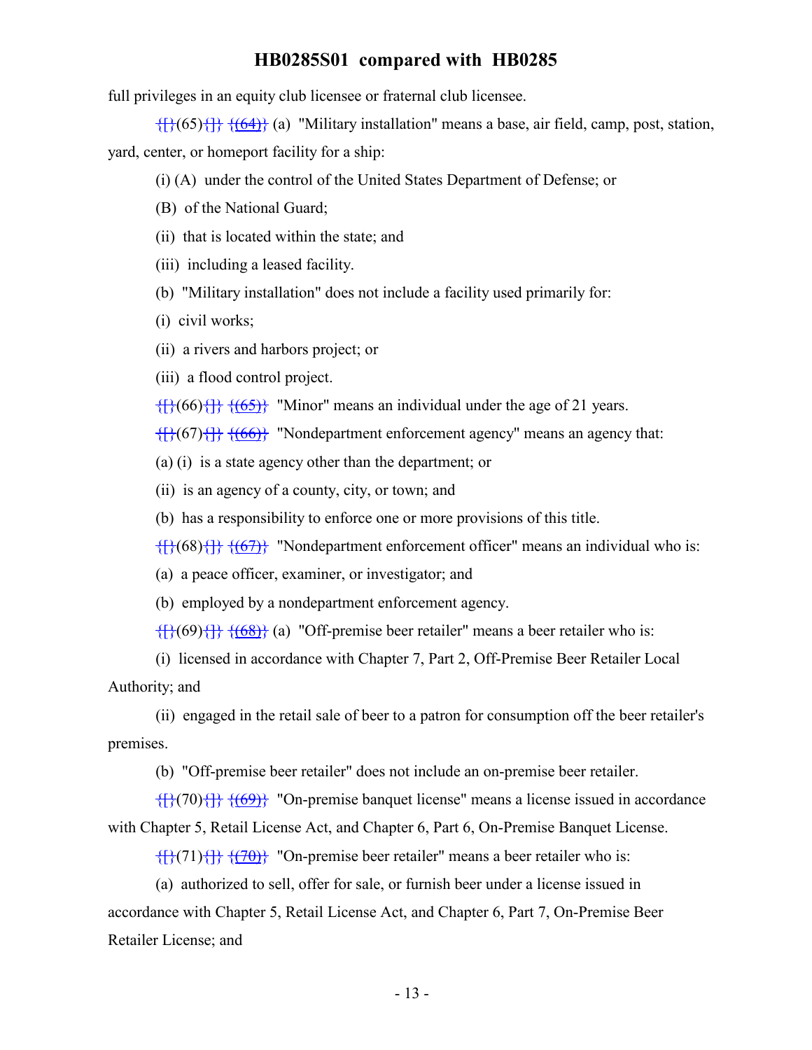full privileges in an equity club licensee or fraternal club licensee.

{[}(65){]} {(64)} (a) "Military installation" means a base, air field, camp, post, station, yard, center, or homeport facility for a ship:

(i) (A) under the control of the United States Department of Defense; or

(B) of the National Guard;

(ii) that is located within the state; and

(iii) including a leased facility.

(b) "Military installation" does not include a facility used primarily for:

(i) civil works;

(ii) a rivers and harbors project; or

(iii) a flood control project.

{[}(66){]} {(65)} "Minor" means an individual under the age of 21 years.

{[}(67){]} {(66)} "Nondepartment enforcement agency" means an agency that:

(a) (i) is a state agency other than the department; or

(ii) is an agency of a county, city, or town; and

(b) has a responsibility to enforce one or more provisions of this title.

{[}(68){]} {(67)} "Nondepartment enforcement officer" means an individual who is:

(a) a peace officer, examiner, or investigator; and

(b) employed by a nondepartment enforcement agency.

{[}(69){]} {(68)} (a) "Off-premise beer retailer" means a beer retailer who is:

(i) licensed in accordance with Chapter 7, Part 2, Off-Premise Beer Retailer Local Authority; and

(ii) engaged in the retail sale of beer to a patron for consumption off the beer retailer's premises.

(b) "Off-premise beer retailer" does not include an on-premise beer retailer.

{[}(70){]} {(69)} "On-premise banquet license" means a license issued in accordance with Chapter 5, Retail License Act, and Chapter 6, Part 6, On-Premise Banquet License.

{[}(71){]} {(70)} "On-premise beer retailer" means a beer retailer who is:

(a) authorized to sell, offer for sale, or furnish beer under a license issued in accordance with Chapter 5, Retail License Act, and Chapter 6, Part 7, On-Premise Beer Retailer License; and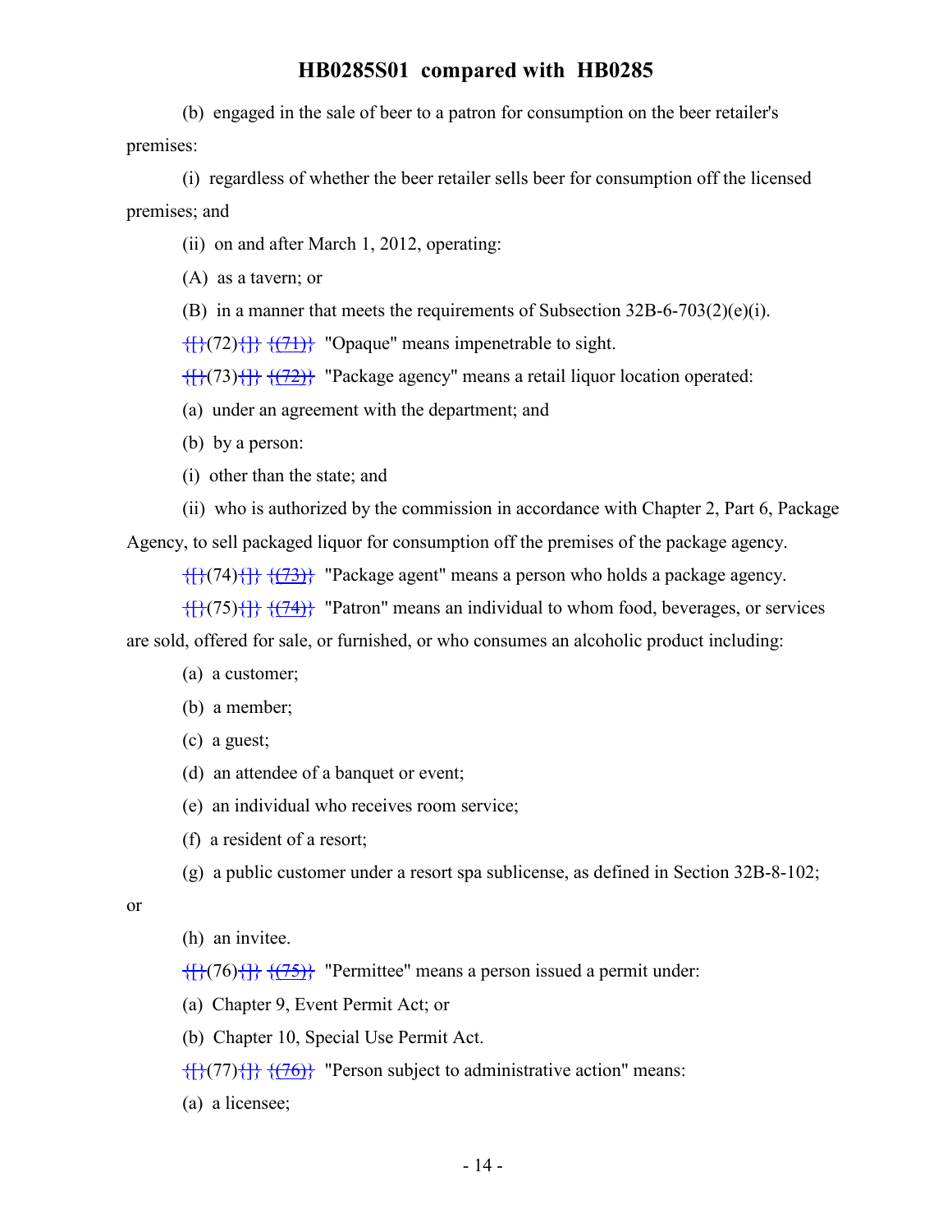(b) engaged in the sale of beer to a patron for consumption on the beer retailer's premises:

(i) regardless of whether the beer retailer sells beer for consumption off the licensed premises; and

(ii) on and after March 1, 2012, operating:

(A) as a tavern; or

(B) in a manner that meets the requirements of Subsection 32B-6-703(2)(e)(i).

{[}(72){]} {(71)} "Opaque" means impenetrable to sight.

{[}(73){]} {(72)} "Package agency" means a retail liquor location operated:

(a) under an agreement with the department; and

(b) by a person:

(i) other than the state; and

(ii) who is authorized by the commission in accordance with Chapter 2, Part 6, Package Agency, to sell packaged liquor for consumption off the premises of the package agency.

{[}(74){]} {(73)} "Package agent" means a person who holds a package agency.

{[}(75){]} {(74)} "Patron" means an individual to whom food, beverages, or services are sold, offered for sale, or furnished, or who consumes an alcoholic product including:

(a) a customer;

(b) a member;

(c) a guest;

(d) an attendee of a banquet or event;

(e) an individual who receives room service;

(f) a resident of a resort;

(g) a public customer under a resort spa sublicense, as defined in Section 32B-8-102; or

(h) an invitee.

{[}(76){]} {(75)} "Permittee" means a person issued a permit under:

(a) Chapter 9, Event Permit Act; or

(b) Chapter 10, Special Use Permit Act.

{[}(77){]} {(76)} "Person subject to administrative action" means:

(a) a licensee;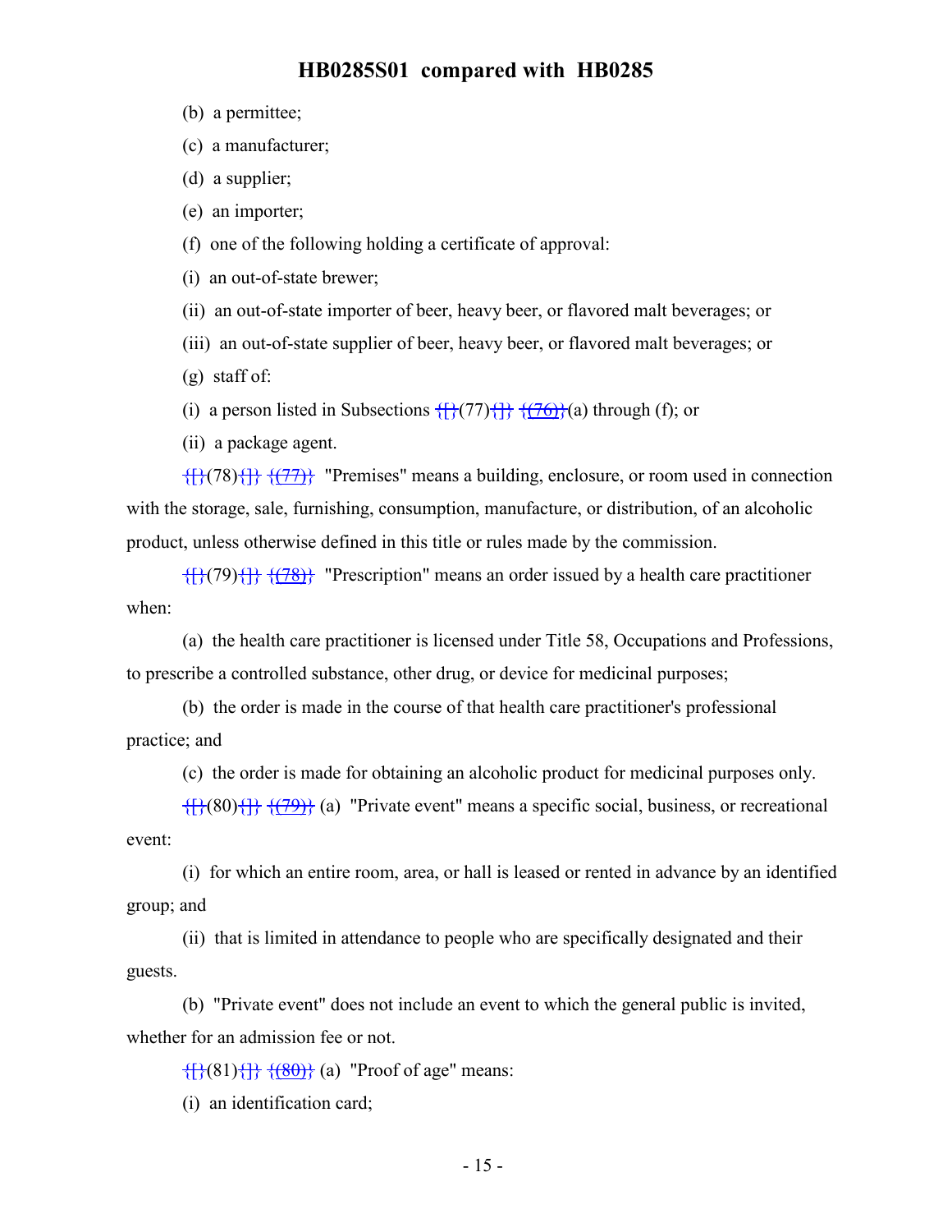(b) a permittee;

(c) a manufacturer;

(d) a supplier;

(e) an importer;

(f) one of the following holding a certificate of approval:

(i) an out-of-state brewer;

(ii) an out-of-state importer of beer, heavy beer, or flavored malt beverages; or

(iii) an out-of-state supplier of beer, heavy beer, or flavored malt beverages; or

(g) staff of:

(i) a person listed in Subsections {[}(77){]} {(76)}(a) through (f); or

(ii) a package agent.

{[}(78){]} {(77)} "Premises" means a building, enclosure, or room used in connection with the storage, sale, furnishing, consumption, manufacture, or distribution, of an alcoholic product, unless otherwise defined in this title or rules made by the commission.

{[}(79){]} {(78)} "Prescription" means an order issued by a health care practitioner when:

(a) the health care practitioner is licensed under Title 58, Occupations and Professions, to prescribe a controlled substance, other drug, or device for medicinal purposes;

(b) the order is made in the course of that health care practitioner's professional practice; and

(c) the order is made for obtaining an alcoholic product for medicinal purposes only.

{[}(80){]} {(79)} (a) "Private event" means a specific social, business, or recreational event:

(i) for which an entire room, area, or hall is leased or rented in advance by an identified group; and

(ii) that is limited in attendance to people who are specifically designated and their guests.

(b) "Private event" does not include an event to which the general public is invited, whether for an admission fee or not.

{[}(81){]} {(80)} (a) "Proof of age" means:

(i) an identification card;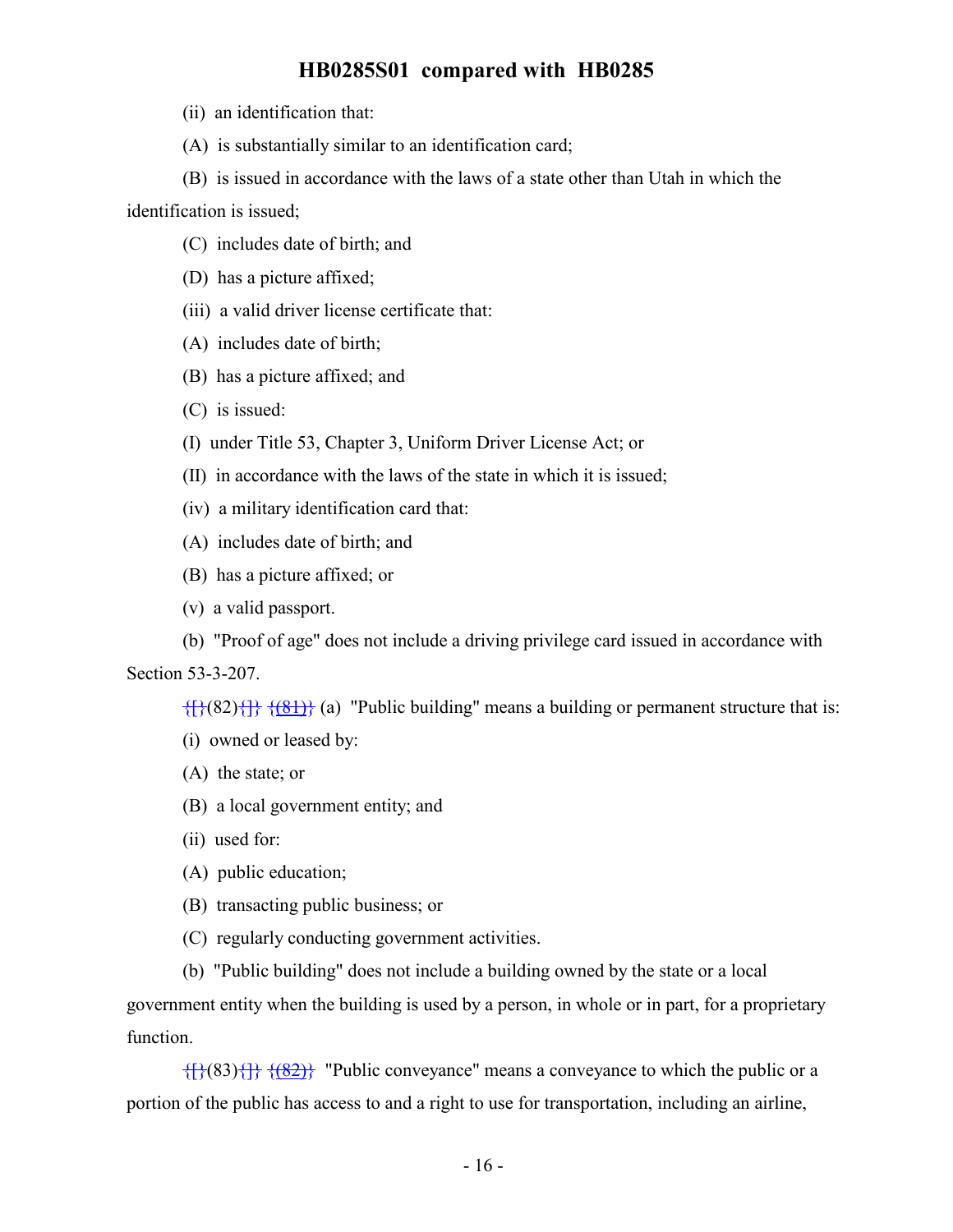(ii) an identification that:

(A) is substantially similar to an identification card;

(B) is issued in accordance with the laws of a state other than Utah in which the identification is issued;

(C) includes date of birth; and

(D) has a picture affixed;

(iii) a valid driver license certificate that:

(A) includes date of birth;

(B) has a picture affixed; and

(C) is issued:

(I) under Title 53, Chapter 3, Uniform Driver License Act; or

(II) in accordance with the laws of the state in which it is issued;

(iv) a military identification card that:

(A) includes date of birth; and

(B) has a picture affixed; or

(v) a valid passport.

(b) "Proof of age" does not include a driving privilege card issued in accordance with Section 53-3-207.

{[}(82){]} {(81)} (a) "Public building" means a building or permanent structure that is:

(i) owned or leased by:

(A) the state; or

(B) a local government entity; and

(ii) used for:

(A) public education;

(B) transacting public business; or

(C) regularly conducting government activities.

(b) "Public building" does not include a building owned by the state or a local government entity when the building is used by a person, in whole or in part, for a proprietary function.

{[}(83){]} {(82)} "Public conveyance" means a conveyance to which the public or a portion of the public has access to and a right to use for transportation, including an airline,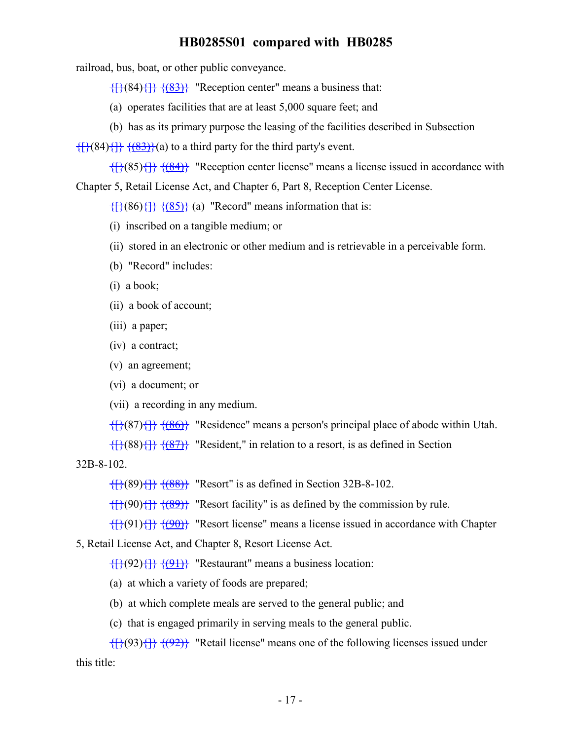railroad, bus, boat, or other public conveyance.

{[}(84){]} {(83)} "Reception center" means a business that:

(a) operates facilities that are at least 5,000 square feet; and

(b) has as its primary purpose the leasing of the facilities described in Subsection {[}(84){]} {(83)}(a) to a third party for the third party's event.

{[}(85){]} {(84)} "Reception center license" means a license issued in accordance with Chapter 5, Retail License Act, and Chapter 6, Part 8, Reception Center License.

{[}(86){]} {(85)} (a) "Record" means information that is:

(i) inscribed on a tangible medium; or

(ii) stored in an electronic or other medium and is retrievable in a perceivable form.

(b) "Record" includes:

(i) a book;

(ii) a book of account;

(iii) a paper;

(iv) a contract;

(v) an agreement;

(vi) a document; or

(vii) a recording in any medium.

{[}(87){]} {(86)} "Residence" means a person's principal place of abode within Utah.

{[}(88){]} {(87)} "Resident," in relation to a resort, is as defined in Section 32B-8-102.

{[}(89){]} {(88)} "Resort" is as defined in Section 32B-8-102.

{[}(90){]} {(89)} "Resort facility" is as defined by the commission by rule.

{[}(91){]} {(90)} "Resort license" means a license issued in accordance with Chapter 5, Retail License Act, and Chapter 8, Resort License Act.

{[}(92){]} {(91)} "Restaurant" means a business location:

(a) at which a variety of foods are prepared;

(b) at which complete meals are served to the general public; and

(c) that is engaged primarily in serving meals to the general public.

{[}(93){]} {(92)} "Retail license" means one of the following licenses issued under this title: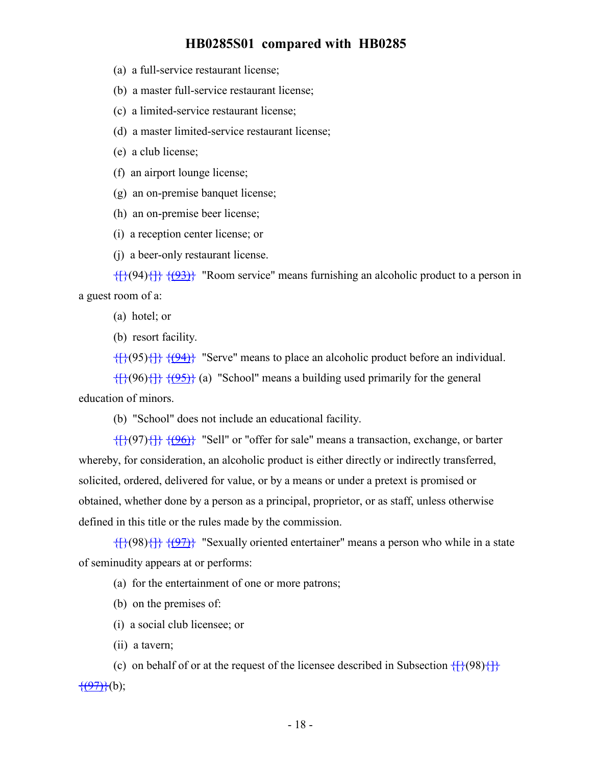(a) a full-service restaurant license;

(b) a master full-service restaurant license;

(c) a limited-service restaurant license;

(d) a master limited-service restaurant license;

(e) a club license;

(f) an airport lounge license;

(g) an on-premise banquet license;

(h) an on-premise beer license;

(i) a reception center license; or

(j) a beer-only restaurant license.

{[}(94){]} {(93)} "Room service" means furnishing an alcoholic product to a person in a guest room of a:

(a) hotel; or

(b) resort facility.

{[}(95){]} {(94)} "Serve" means to place an alcoholic product before an individual.

{[}(96){]} {(95)} (a) "School" means a building used primarily for the general education of minors.

(b) "School" does not include an educational facility.

{[}(97){]} {(96)} "Sell" or "offer for sale" means a transaction, exchange, or barter whereby, for consideration, an alcoholic product is either directly or indirectly transferred, solicited, ordered, delivered for value, or by a means or under a pretext is promised or obtained, whether done by a person as a principal, proprietor, or as staff, unless otherwise defined in this title or the rules made by the commission.

{[}(98){]} {(97)} "Sexually oriented entertainer" means a person who while in a state of seminudity appears at or performs:

(a) for the entertainment of one or more patrons;

(b) on the premises of:

(i) a social club licensee; or

(ii) a tavern;

(c) on behalf of or at the request of the licensee described in Subsection {[}(98){]} {(97)}(b);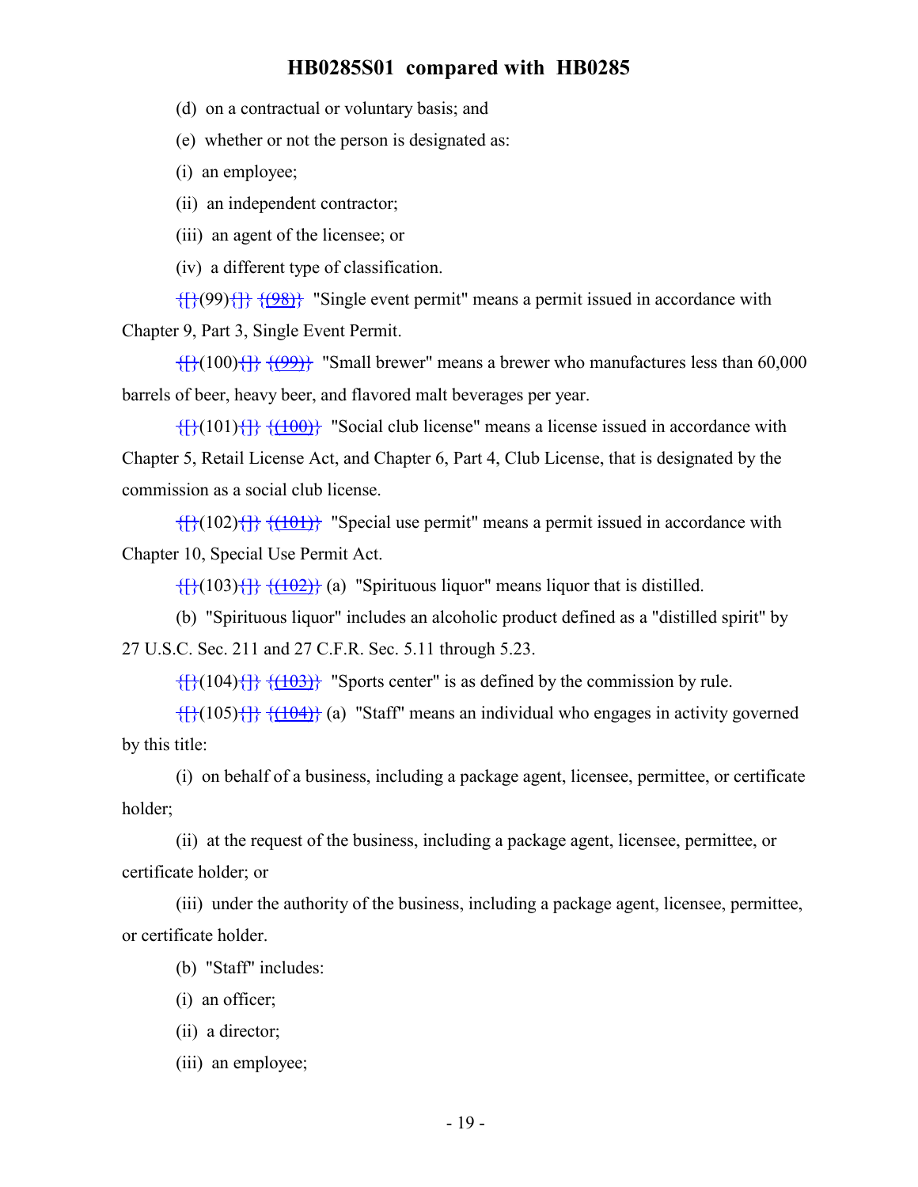(d) on a contractual or voluntary basis; and

(e) whether or not the person is designated as:

(i) an employee;

(ii) an independent contractor;

(iii) an agent of the licensee; or

(iv) a different type of classification.

{[}(99){]} {(98)} "Single event permit" means a permit issued in accordance with Chapter 9, Part 3, Single Event Permit.

{[}(100){]} {(99)} "Small brewer" means a brewer who manufactures less than 60,000 barrels of beer, heavy beer, and flavored malt beverages per year.

{[}(101){]} {(100)} "Social club license" means a license issued in accordance with Chapter 5, Retail License Act, and Chapter 6, Part 4, Club License, that is designated by the commission as a social club license.

{[}(102){]} {(101)} "Special use permit" means a permit issued in accordance with Chapter 10, Special Use Permit Act.

{[}(103){]} {(102)} (a) "Spirituous liquor" means liquor that is distilled.

(b) "Spirituous liquor" includes an alcoholic product defined as a "distilled spirit" by 27 U.S.C. Sec. 211 and 27 C.F.R. Sec. 5.11 through 5.23.

{[}(104){]} {(103)} "Sports center" is as defined by the commission by rule.

{[}(105){]} {(104)} (a) "Staff" means an individual who engages in activity governed by this title:

(i) on behalf of a business, including a package agent, licensee, permittee, or certificate holder;

(ii) at the request of the business, including a package agent, licensee, permittee, or certificate holder; or

(iii) under the authority of the business, including a package agent, licensee, permittee, or certificate holder.

(b) "Staff" includes:

(i) an officer;

(ii) a director;

(iii) an employee;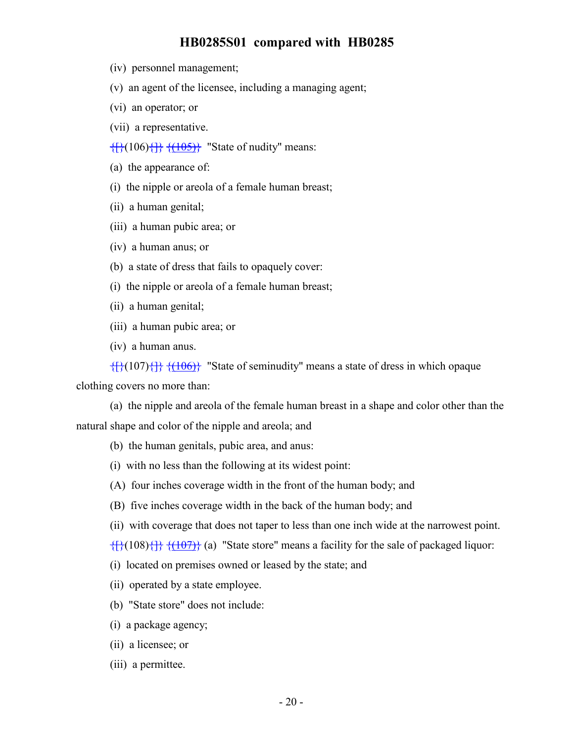(iv) personnel management;

(v) an agent of the licensee, including a managing agent;

(vi) an operator; or

(vii) a representative.

{[}(106){]} {(105)} "State of nudity" means:

(a) the appearance of:

(i) the nipple or areola of a female human breast;

(ii) a human genital;

(iii) a human pubic area; or

(iv) a human anus; or

(b) a state of dress that fails to opaquely cover:

(i) the nipple or areola of a female human breast;

(ii) a human genital;

(iii) a human pubic area; or

(iv) a human anus.

{[}(107){]} {(106)} "State of seminudity" means a state of dress in which opaque clothing covers no more than:

(a) the nipple and areola of the female human breast in a shape and color other than the natural shape and color of the nipple and areola; and

(b) the human genitals, pubic area, and anus:

(i) with no less than the following at its widest point:

(A) four inches coverage width in the front of the human body; and

(B) five inches coverage width in the back of the human body; and

(ii) with coverage that does not taper to less than one inch wide at the narrowest point.

{[}(108){]} {(107)} (a) "State store" means a facility for the sale of packaged liquor:

(i) located on premises owned or leased by the state; and

(ii) operated by a state employee.

(b) "State store" does not include:

(i) a package agency;

(ii) a licensee; or

(iii) a permittee.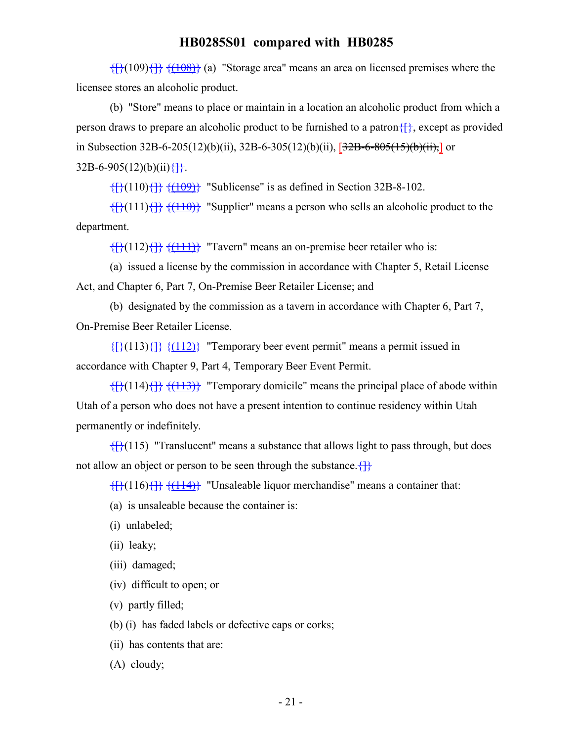{[}(109){]} {(108)} (a) "Storage area" means an area on licensed premises where the licensee stores an alcoholic product.

(b) "Store" means to place or maintain in a location an alcoholic product from which a person draws to prepare an alcoholic product to be furnished to a patron{[}, except as provided in Subsection 32B-6-205(12)(b)(ii), 32B-6-305(12)(b)(ii), [32B-6-805(15)(b)(ii),] or 32B-6-905(12)(b)(ii){]}.

{[}(110){]} {(109)} "Sublicense" is as defined in Section 32B-8-102.

{[}(111){]} {(110)} "Supplier" means a person who sells an alcoholic product to the department.

{[}(112){]} {(111)} "Tavern" means an on-premise beer retailer who is:

(a) issued a license by the commission in accordance with Chapter 5, Retail License Act, and Chapter 6, Part 7, On-Premise Beer Retailer License; and

(b) designated by the commission as a tavern in accordance with Chapter 6, Part 7, On-Premise Beer Retailer License.

{[}(113){]} {(112)} "Temporary beer event permit" means a permit issued in accordance with Chapter 9, Part 4, Temporary Beer Event Permit.

{[}(114){]} {(113)} "Temporary domicile" means the principal place of abode within Utah of a person who does not have a present intention to continue residency within Utah permanently or indefinitely.

{[}(115) "Translucent" means a substance that allows light to pass through, but does not allow an object or person to be seen through the substance.{]}

{[}(116){]} {(114)} "Unsaleable liquor merchandise" means a container that:

(a) is unsaleable because the container is:

(i) unlabeled;

(ii) leaky;

(iii) damaged;

(iv) difficult to open; or

(v) partly filled;

(b) (i) has faded labels or defective caps or corks;

(ii) has contents that are:

(A) cloudy;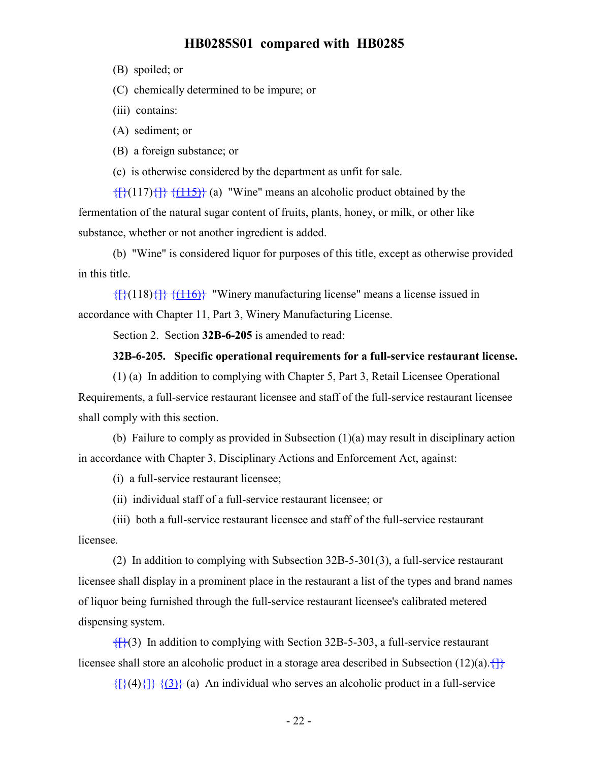(B) spoiled; or

(C) chemically determined to be impure; or

(iii) contains:

(A) sediment; or

(B) a foreign substance; or

(c) is otherwise considered by the department as unfit for sale.

{[}(117){]} {(115)} (a) "Wine" means an alcoholic product obtained by the fermentation of the natural sugar content of fruits, plants, honey, or milk, or other like substance, whether or not another ingredient is added.

(b) "Wine" is considered liquor for purposes of this title, except as otherwise provided in this title.

{[}(118){]} {(116)} "Winery manufacturing license" means a license issued in accordance with Chapter 11, Part 3, Winery Manufacturing License.

Section 2. Section **32B-6-205** is amended to read:

**32B-6-205. Specific operational requirements for a full-service restaurant license.**

(1) (a) In addition to complying with Chapter 5, Part 3, Retail Licensee Operational Requirements, a full-service restaurant licensee and staff of the full-service restaurant licensee shall comply with this section.

(b) Failure to comply as provided in Subsection (1)(a) may result in disciplinary action in accordance with Chapter 3, Disciplinary Actions and Enforcement Act, against:

(i) a full-service restaurant licensee;

(ii) individual staff of a full-service restaurant licensee; or

(iii) both a full-service restaurant licensee and staff of the full-service restaurant licensee.

(2) In addition to complying with Subsection 32B-5-301(3), a full-service restaurant licensee shall display in a prominent place in the restaurant a list of the types and brand names of liquor being furnished through the full-service restaurant licensee's calibrated metered dispensing system.

{[}(3) In addition to complying with Section 32B-5-303, a full-service restaurant licensee shall store an alcoholic product in a storage area described in Subsection (12)(a).{]}

{[}(4){]} {(3)} (a) An individual who serves an alcoholic product in a full-service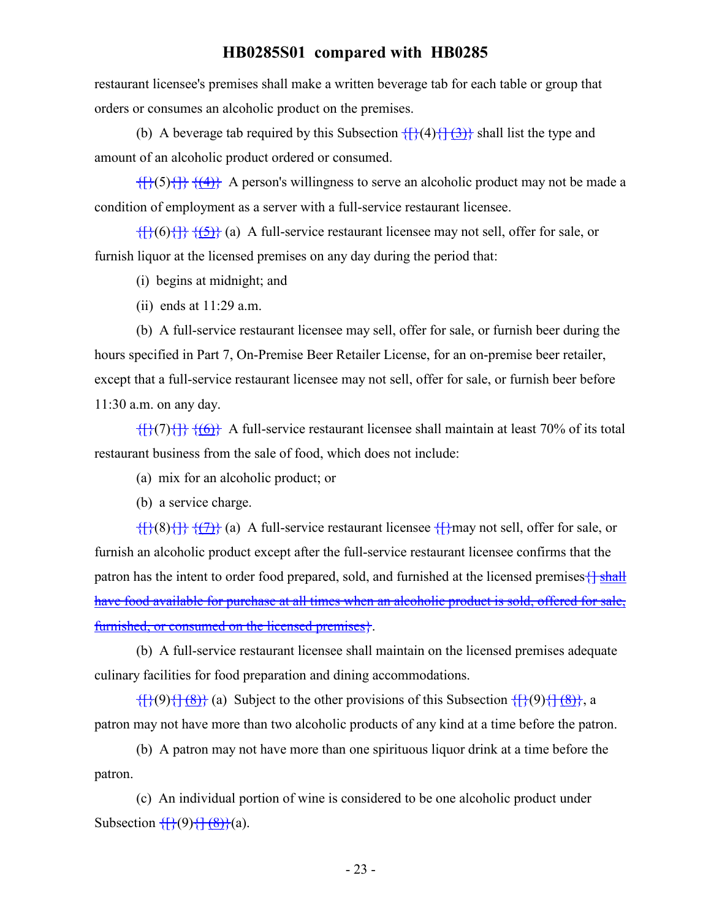restaurant licensee's premises shall make a written beverage tab for each table or group that orders or consumes an alcoholic product on the premises.

(b) A beverage tab required by this Subsection {[}(4){] (3)} shall list the type and amount of an alcoholic product ordered or consumed.

{[}(5){]} {(4)} A person's willingness to serve an alcoholic product may not be made a condition of employment as a server with a full-service restaurant licensee.

{[}(6){]} {(5)} (a) A full-service restaurant licensee may not sell, offer for sale, or furnish liquor at the licensed premises on any day during the period that:

(i) begins at midnight; and

(ii) ends at 11:29 a.m.

(b) A full-service restaurant licensee may sell, offer for sale, or furnish beer during the hours specified in Part 7, On-Premise Beer Retailer License, for an on-premise beer retailer, except that a full-service restaurant licensee may not sell, offer for sale, or furnish beer before 11:30 a.m. on any day.

{[}(7){]} {(6)} A full-service restaurant licensee shall maintain at least 70% of its total restaurant business from the sale of food, which does not include:

(a) mix for an alcoholic product; or

(b) a service charge.

{[}(8){]} {(7)} (a) A full-service restaurant licensee {[}may not sell, offer for sale, or furnish an alcoholic product except after the full-service restaurant licensee confirms that the patron has the intent to order food prepared, sold, and furnished at the licensed premises{] shall have food available for purchase at all times when an alcoholic product is sold, offered for sale, furnished, or consumed on the licensed premises}.

(b) A full-service restaurant licensee shall maintain on the licensed premises adequate culinary facilities for food preparation and dining accommodations.

{[}(9){] (8)} (a) Subject to the other provisions of this Subsection {[}(9){] (8)}, a patron may not have more than two alcoholic products of any kind at a time before the patron.

(b) A patron may not have more than one spirituous liquor drink at a time before the patron.

(c) An individual portion of wine is considered to be one alcoholic product under Subsection {[}(9){] (8)}(a).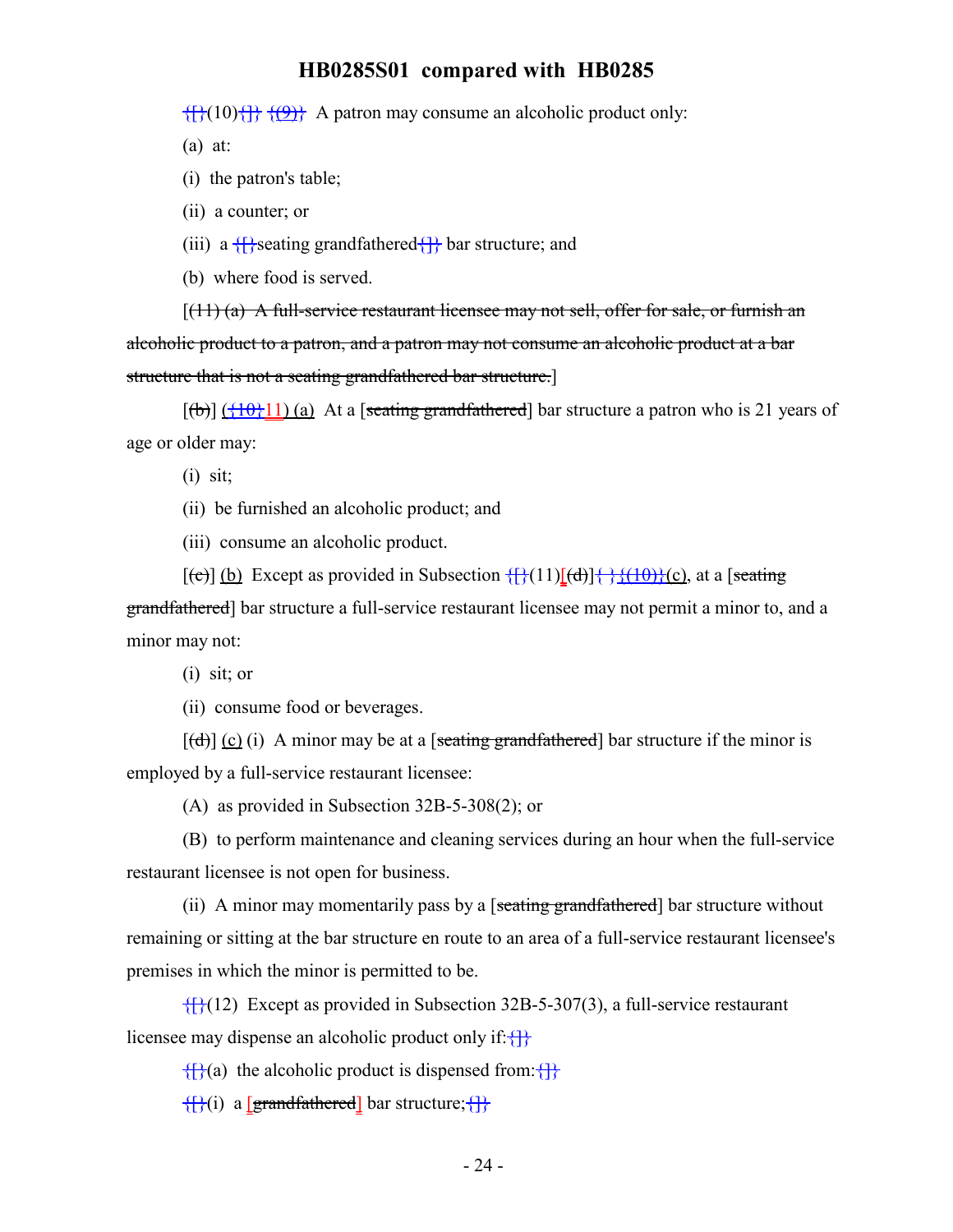{[}(10){]} {(9)} A patron may consume an alcoholic product only:

(a) at:

(i) the patron's table;

(ii) a counter; or

(iii) a {[}seating grandfathered{]} bar structure; and

(b) where food is served.

[(11) (a) A full-service restaurant licensee may not sell, offer for sale, or furnish an alcoholic product to a patron, and a patron may not consume an alcoholic product at a bar structure that is not a seating grandfathered bar structure.]

[(b)] ({10}11) (a) At a [seating grandfathered] bar structure a patron who is 21 years of age or older may:

(i) sit;

(ii) be furnished an alcoholic product; and

(iii) consume an alcoholic product.

[(c)] (b) Except as provided in Subsection {[}(11)[(d)]{ }{(10)}(c), at a [seating grandfathered] bar structure a full-service restaurant licensee may not permit a minor to, and a minor may not:

(i) sit; or

(ii) consume food or beverages.

[(d)] (c) (i) A minor may be at a [seating grandfathered] bar structure if the minor is employed by a full-service restaurant licensee:

(A) as provided in Subsection 32B-5-308(2); or

(B) to perform maintenance and cleaning services during an hour when the full-service restaurant licensee is not open for business.

(ii) A minor may momentarily pass by a [seating grandfathered] bar structure without remaining or sitting at the bar structure en route to an area of a full-service restaurant licensee's premises in which the minor is permitted to be.

{[}(12) Except as provided in Subsection 32B-5-307(3), a full-service restaurant licensee may dispense an alcoholic product only if:{]}

{[}(a) the alcoholic product is dispensed from:{]}

{[}(i) a [grandfathered] bar structure;{]}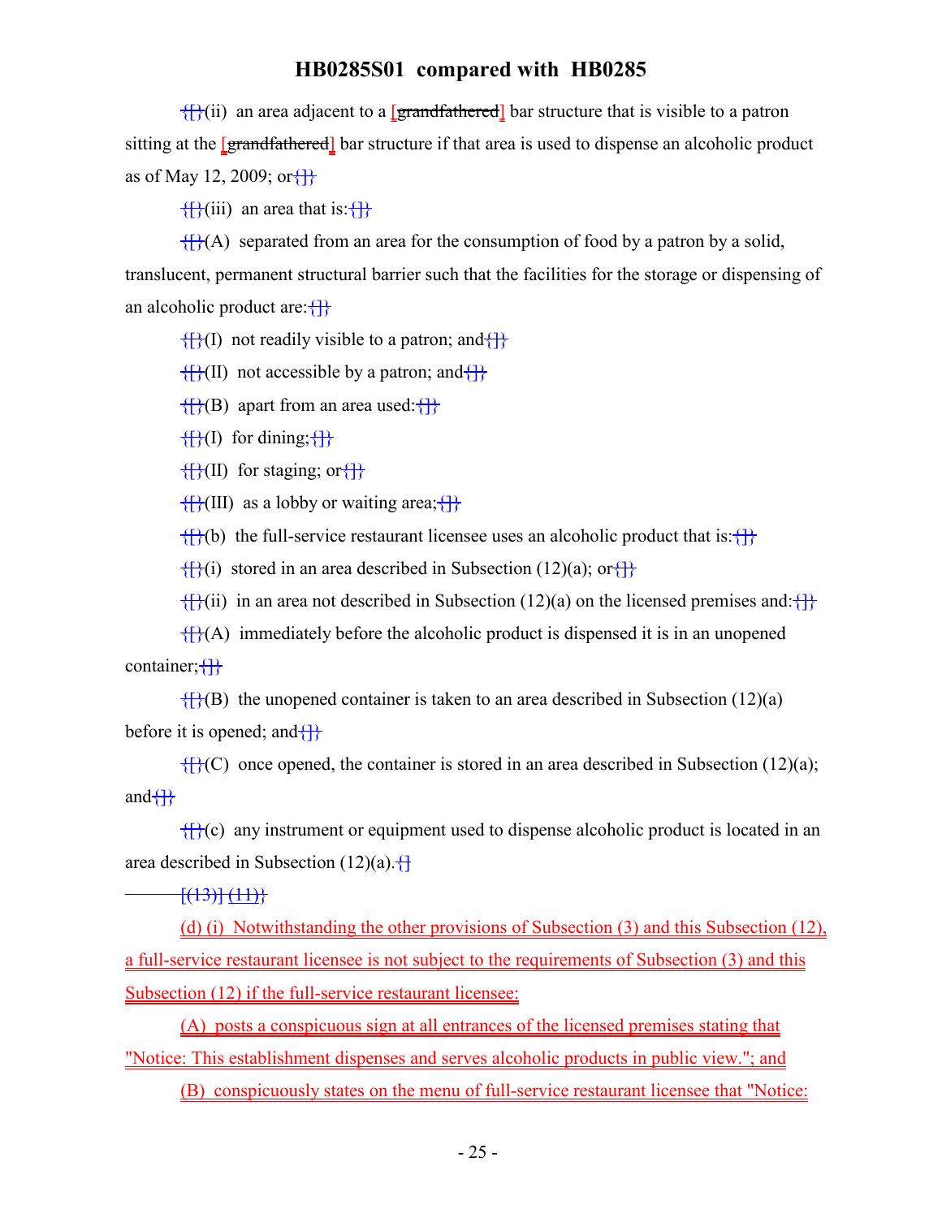(ii) an area adjacent to a [grandfathered] bar structure that is visible to a patron sitting at the [grandfathered] bar structure if that area is used to dispense an alcoholic product as of May 12, 2009; or

(iii) an area that is:

(A) separated from an area for the consumption of food by a patron by a solid, translucent, permanent structural barrier such that the facilities for the storage or dispensing of an alcoholic product are:

(I) not readily visible to a patron; and

(II) not accessible by a patron; and

(B) apart from an area used:

(I) for dining;

(II) for staging; or

(III) as a lobby or waiting area;

(b) the full-service restaurant licensee uses an alcoholic product that is:

(i) stored in an area described in Subsection (12)(a); or

(ii) in an area not described in Subsection (12)(a) on the licensed premises and:

(A) immediately before the alcoholic product is dispensed it is in an unopened container;

(B) the unopened container is taken to an area described in Subsection (12)(a) before it is opened; and

(C) once opened, the container is stored in an area described in Subsection (12)(a); and

(c) any instrument or equipment used to dispense alcoholic product is located in an area described in Subsection (12)(a).

[(13)] (11)

(d) (i) Notwithstanding the other provisions of Subsection (3) and this Subsection (12), a full-service restaurant licensee is not subject to the requirements of Subsection (3) and this Subsection (12) if the full-service restaurant licensee:

(A) posts a conspicuous sign at all entrances of the licensed premises stating that "Notice: This establishment dispenses and serves alcoholic products in public view."; and

(B) conspicuously states on the menu of full-service restaurant licensee that "Notice: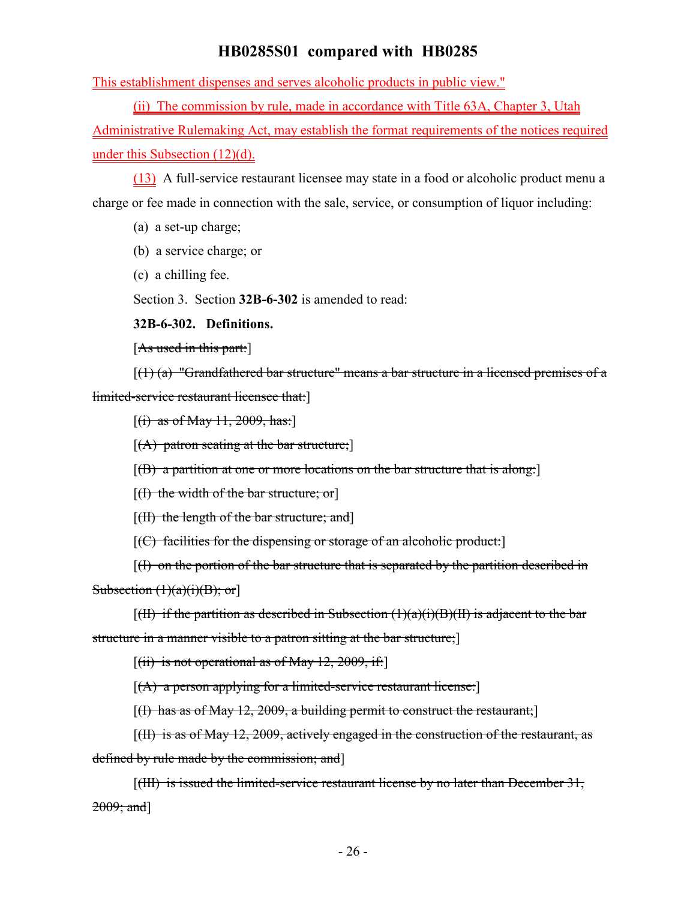This establishment dispenses and serves alcoholic products in public view."

(ii) The commission by rule, made in accordance with Title 63A, Chapter 3, Utah Administrative Rulemaking Act, may establish the format requirements of the notices required under this Subsection (12)(d).

(13) A full-service restaurant licensee may state in a food or alcoholic product menu a charge or fee made in connection with the sale, service, or consumption of liquor including:

(a) a set-up charge;

(b) a service charge; or

(c) a chilling fee.

Section 3. Section **32B-6-302** is amended to read:

**32B-6-302. Definitions.**

[~~As used in this part:~~]

[~~(1) (a) "Grandfathered bar structure" means a bar structure in a licensed premises of a limited-service restaurant licensee that:~~]

[~~(i) as of May 11, 2009, has:~~]

[~~(A) patron seating at the bar structure;~~]

[~~(B) a partition at one or more locations on the bar structure that is along:~~]

[~~(I) the width of the bar structure; or~~]

[~~(II) the length of the bar structure; and~~]

[~~(C) facilities for the dispensing or storage of an alcoholic product:~~]

[~~(I) on the portion of the bar structure that is separated by the partition described in Subsection (1)(a)(i)(B); or~~]

[~~(II) if the partition as described in Subsection (1)(a)(i)(B)(II) is adjacent to the bar structure in a manner visible to a patron sitting at the bar structure;~~]

[~~(ii) is not operational as of May 12, 2009, if:~~]

[~~(A) a person applying for a limited-service restaurant license:~~]

[~~(I) has as of May 12, 2009, a building permit to construct the restaurant;~~]

[~~(II) is as of May 12, 2009, actively engaged in the construction of the restaurant, as defined by rule made by the commission; and~~]

[~~(III) is issued the limited-service restaurant license by no later than December 31, 2009; and~~]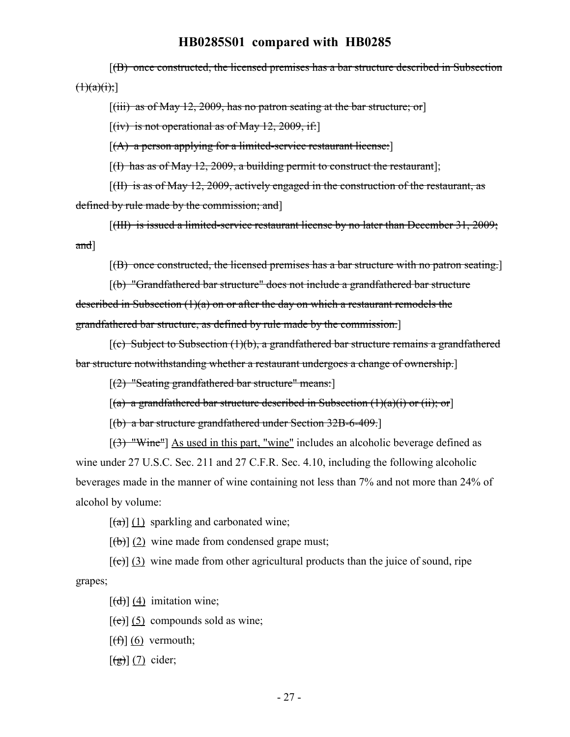[~~(B) once constructed, the licensed premises has a bar structure described in Subsection (1)(a)(i);~~]

[~~(iii) as of May 12, 2009, has no patron seating at the bar structure; or~~]

[~~(iv) is not operational as of May 12, 2009, if:~~]

[~~(A) a person applying for a limited-service restaurant license:~~]

[~~(I) has as of May 12, 2009, a building permit to construct the restaurant~~];

[~~(II) is as of May 12, 2009, actively engaged in the construction of the restaurant, as defined by rule made by the commission; and~~]

[~~(III) is issued a limited-service restaurant license by no later than December 31, 2009; and~~]

[~~(B) once constructed, the licensed premises has a bar structure with no patron seating.~~]

[~~(b) "Grandfathered bar structure" does not include a grandfathered bar structure described in Subsection (1)(a) on or after the day on which a restaurant remodels the grandfathered bar structure, as defined by rule made by the commission.~~]

[~~(c) Subject to Subsection (1)(b), a grandfathered bar structure remains a grandfathered bar structure notwithstanding whether a restaurant undergoes a change of ownership.~~]

[~~(2) "Seating grandfathered bar structure" means:~~]

[~~(a) a grandfathered bar structure described in Subsection (1)(a)(i) or (ii); or~~]

[~~(b) a bar structure grandfathered under Section 32B-6-409.~~]

[~~(3) "Wine"~~] As used in this part, "wine" includes an alcoholic beverage defined as wine under 27 U.S.C. Sec. 211 and 27 C.F.R. Sec. 4.10, including the following alcoholic beverages made in the manner of wine containing not less than 7% and not more than 24% of alcohol by volume:

[~~(a)~~] (1) sparkling and carbonated wine;

[~~(b)~~] (2) wine made from condensed grape must;

[~~(c)~~] (3) wine made from other agricultural products than the juice of sound, ripe grapes;

[~~(d)~~] (4) imitation wine;

[~~(e)~~] (5) compounds sold as wine;

[~~(f)~~] (6) vermouth;

[~~(g)~~] (7) cider;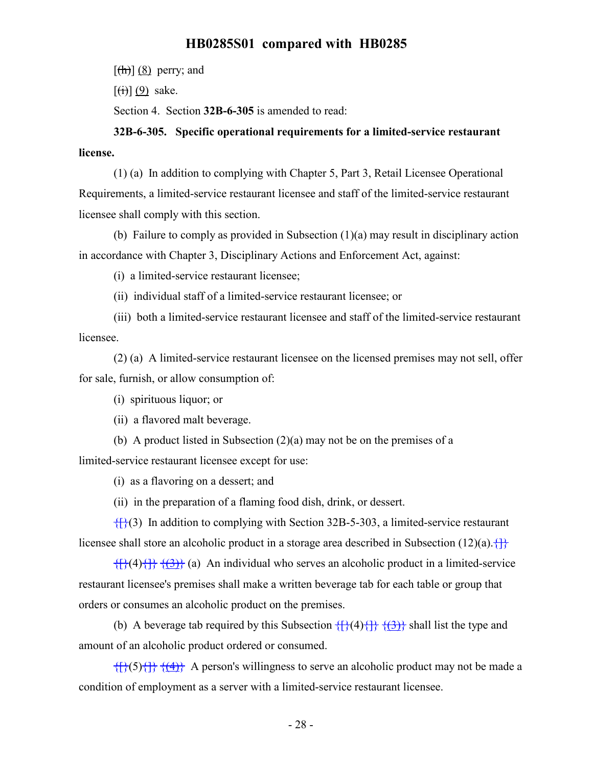[~~(h)~~] (8) perry; and

[~~(i)~~] (9) sake.

Section 4. Section **32B-6-305** is amended to read:

**32B-6-305. Specific operational requirements for a limited-service restaurant license.**

(1) (a) In addition to complying with Chapter 5, Part 3, Retail Licensee Operational Requirements, a limited-service restaurant licensee and staff of the limited-service restaurant licensee shall comply with this section.

(b) Failure to comply as provided in Subsection (1)(a) may result in disciplinary action in accordance with Chapter 3, Disciplinary Actions and Enforcement Act, against:

(i) a limited-service restaurant licensee;

(ii) individual staff of a limited-service restaurant licensee; or

(iii) both a limited-service restaurant licensee and staff of the limited-service restaurant licensee.

(2) (a) A limited-service restaurant licensee on the licensed premises may not sell, offer for sale, furnish, or allow consumption of:

(i) spirituous liquor; or

(ii) a flavored malt beverage.

(b) A product listed in Subsection (2)(a) may not be on the premises of a limited-service restaurant licensee except for use:

(i) as a flavoring on a dessert; and

(ii) in the preparation of a flaming food dish, drink, or dessert.

~~{[}~~(3) In addition to complying with Section 32B-5-303, a limited-service restaurant licensee shall store an alcoholic product in a storage area described in Subsection (12)(a).~~{]}~~

~~{[}~~(4)~~{]}~~ ~~{(3)}~~ (a) An individual who serves an alcoholic product in a limited-service restaurant licensee's premises shall make a written beverage tab for each table or group that orders or consumes an alcoholic product on the premises.

(b) A beverage tab required by this Subsection ~~{[}~~(4)~~{]}~~ ~~{(3)}~~ shall list the type and amount of an alcoholic product ordered or consumed.

~~{[}~~(5)~~{]}~~ ~~{(4)}~~ A person's willingness to serve an alcoholic product may not be made a condition of employment as a server with a limited-service restaurant licensee.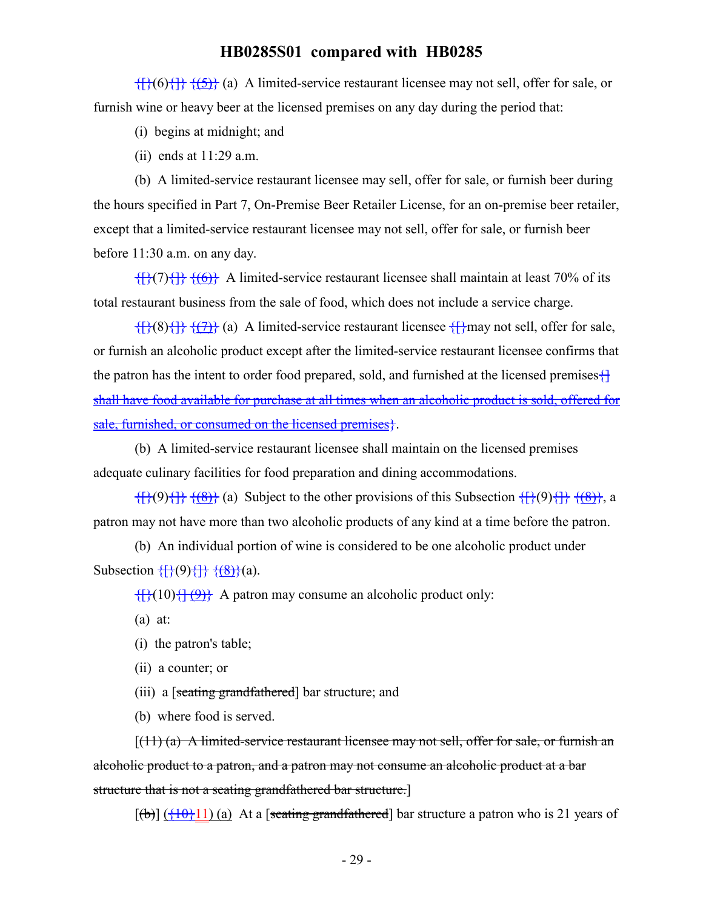{[}(6){]} {(5)} (a) A limited-service restaurant licensee may not sell, offer for sale, or furnish wine or heavy beer at the licensed premises on any day during the period that:

(i) begins at midnight; and

(ii) ends at 11:29 a.m.

(b) A limited-service restaurant licensee may sell, offer for sale, or furnish beer during the hours specified in Part 7, On-Premise Beer Retailer License, for an on-premise beer retailer, except that a limited-service restaurant licensee may not sell, offer for sale, or furnish beer before 11:30 a.m. on any day.

{[}(7){]} {(6)} A limited-service restaurant licensee shall maintain at least 70% of its total restaurant business from the sale of food, which does not include a service charge.

{[}(8){]} {(7)} (a) A limited-service restaurant licensee {[}may not sell, offer for sale, or furnish an alcoholic product except after the limited-service restaurant licensee confirms that the patron has the intent to order food prepared, sold, and furnished at the licensed premises{]} ~~shall have food available for purchase at all times when an alcoholic product is sold, offered for sale, furnished, or consumed on the licensed premises~~}.

(b) A limited-service restaurant licensee shall maintain on the licensed premises adequate culinary facilities for food preparation and dining accommodations.

{[}(9){]} {(8)} (a) Subject to the other provisions of this Subsection {[}(9){]} {(8)}, a patron may not have more than two alcoholic products of any kind at a time before the patron.

(b) An individual portion of wine is considered to be one alcoholic product under Subsection {[}(9){]} {(8)}(a).

{[}(10){] (9)} A patron may consume an alcoholic product only:

(a) at:

(i) the patron's table;

(ii) a counter; or

(iii) a [~~seating grandfathered~~] bar structure; and

(b) where food is served.

[~~(11) (a) A limited-service restaurant licensee may not sell, offer for sale, or furnish an alcoholic product to a patron, and a patron may not consume an alcoholic product at a bar structure that is not a seating grandfathered bar structure.~~]

[~~(b)~~] ({~~10~~}11) (a) At a [~~seating grandfathered~~] bar structure a patron who is 21 years of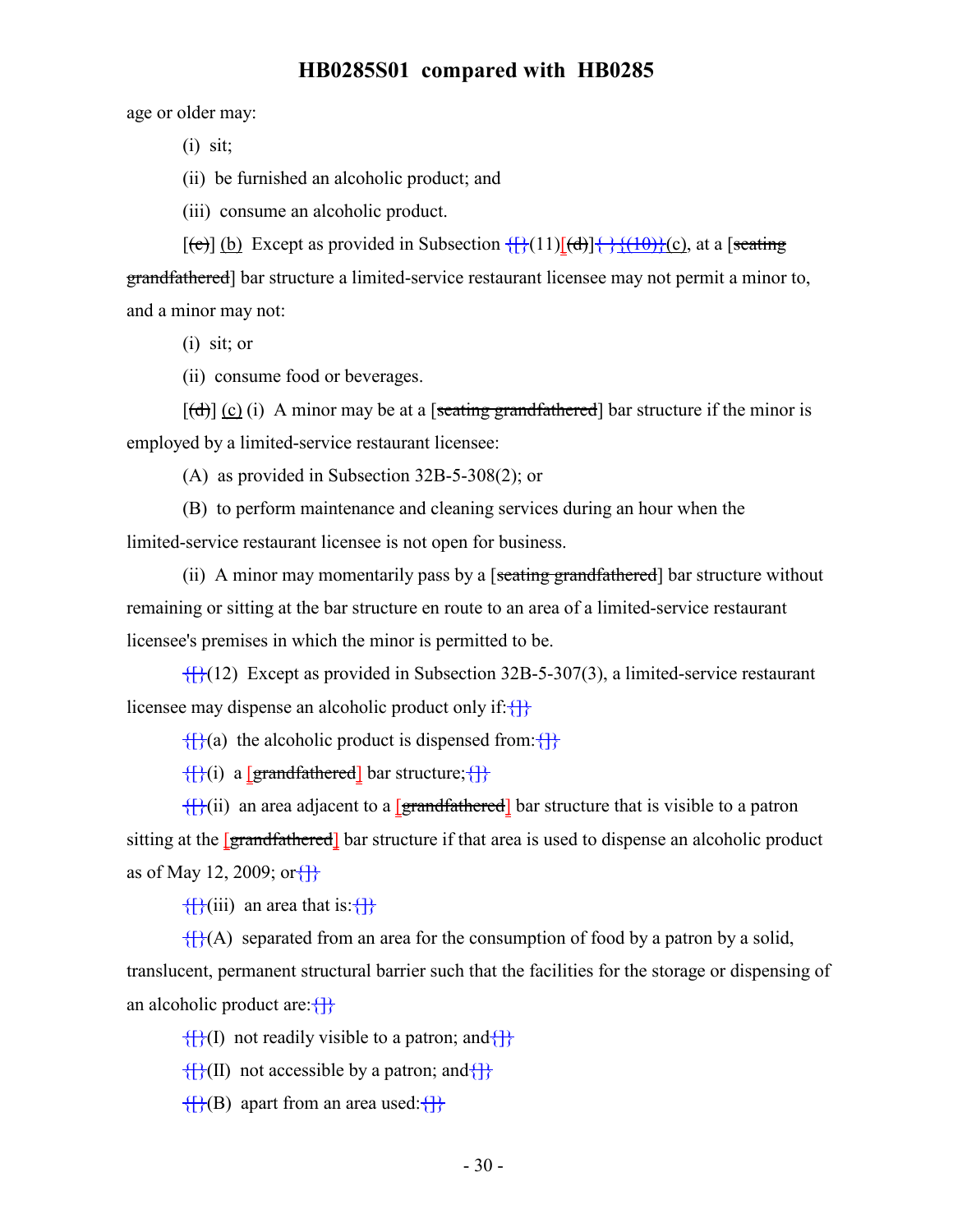age or older may:

(i) sit;

(ii) be furnished an alcoholic product; and

(iii) consume an alcoholic product.

[(c)] (b) Except as provided in Subsection {[}(11)[(d)]{ }{(10)}(c), at a [seating grandfathered] bar structure a limited-service restaurant licensee may not permit a minor to, and a minor may not:

(i) sit; or

(ii) consume food or beverages.

[(d)] (c) (i) A minor may be at a [seating grandfathered] bar structure if the minor is employed by a limited-service restaurant licensee:

(A) as provided in Subsection 32B-5-308(2); or

(B) to perform maintenance and cleaning services during an hour when the limited-service restaurant licensee is not open for business.

(ii) A minor may momentarily pass by a [seating grandfathered] bar structure without remaining or sitting at the bar structure en route to an area of a limited-service restaurant licensee's premises in which the minor is permitted to be.

{[}(12) Except as provided in Subsection 32B-5-307(3), a limited-service restaurant licensee may dispense an alcoholic product only if:{]}

{[}(a) the alcoholic product is dispensed from:{]}

{[}(i) a [grandfathered] bar structure;{]}

{[}(ii) an area adjacent to a [grandfathered] bar structure that is visible to a patron sitting at the [grandfathered] bar structure if that area is used to dispense an alcoholic product as of May 12, 2009; or{]}

{[}(iii) an area that is:{]}

{[}(A) separated from an area for the consumption of food by a patron by a solid, translucent, permanent structural barrier such that the facilities for the storage or dispensing of an alcoholic product are:{]}

{[}(I) not readily visible to a patron; and{]}

{[}(II) not accessible by a patron; and{]}

{[}(B) apart from an area used:{]}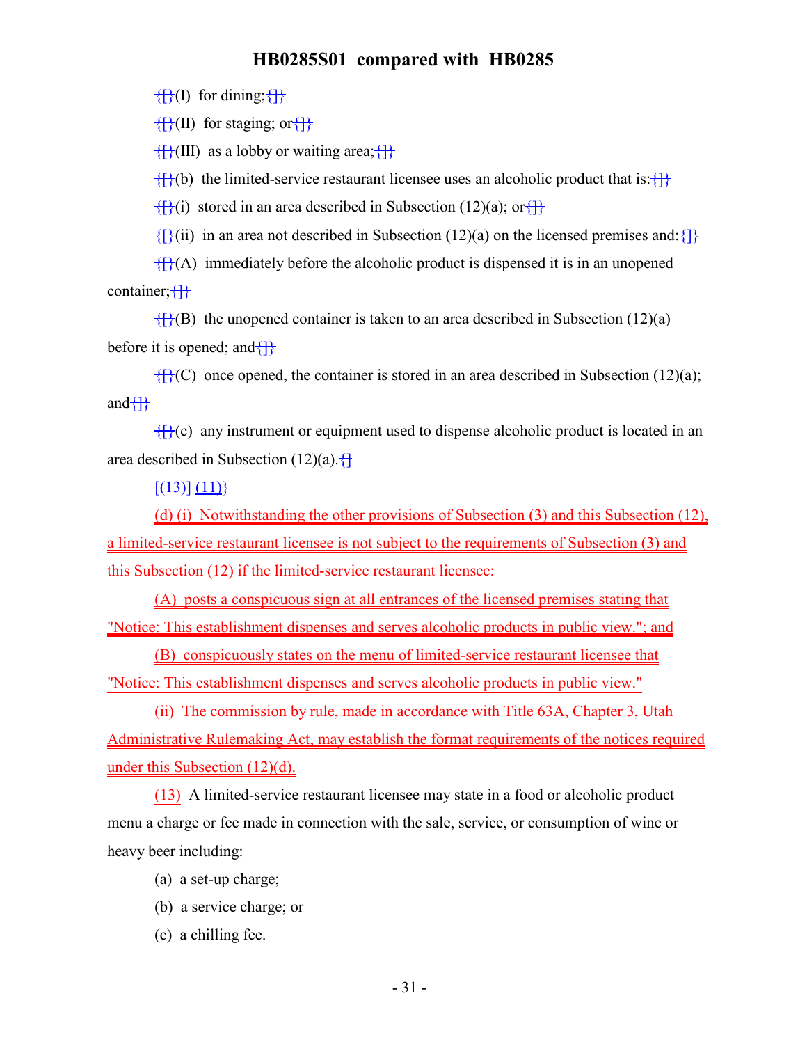{}(I) for dining;{}

{}(II) for staging; or{}

{}(III) as a lobby or waiting area;{}

{}(b) the limited-service restaurant licensee uses an alcoholic product that is:{}

{}(i) stored in an area described in Subsection (12)(a); or{}

{}(ii) in an area not described in Subsection (12)(a) on the licensed premises and:{}

{}(A) immediately before the alcoholic product is dispensed it is in an unopened container;{}

{}(B) the unopened container is taken to an area described in Subsection (12)(a) before it is opened; and{}

{}(C) once opened, the container is stored in an area described in Subsection (12)(a); and{}

{}(c) any instrument or equipment used to dispense alcoholic product is located in an area described in Subsection (12)(a).{}

[(13)] (11)}

(d) (i) Notwithstanding the other provisions of Subsection (3) and this Subsection (12), a limited-service restaurant licensee is not subject to the requirements of Subsection (3) and this Subsection (12) if the limited-service restaurant licensee:

(A) posts a conspicuous sign at all entrances of the licensed premises stating that "Notice: This establishment dispenses and serves alcoholic products in public view."; and

(B) conspicuously states on the menu of limited-service restaurant licensee that "Notice: This establishment dispenses and serves alcoholic products in public view."

(ii) The commission by rule, made in accordance with Title 63A, Chapter 3, Utah Administrative Rulemaking Act, may establish the format requirements of the notices required under this Subsection (12)(d).

(13) A limited-service restaurant licensee may state in a food or alcoholic product menu a charge or fee made in connection with the sale, service, or consumption of wine or heavy beer including:

(a) a set-up charge;

(b) a service charge; or

(c) a chilling fee.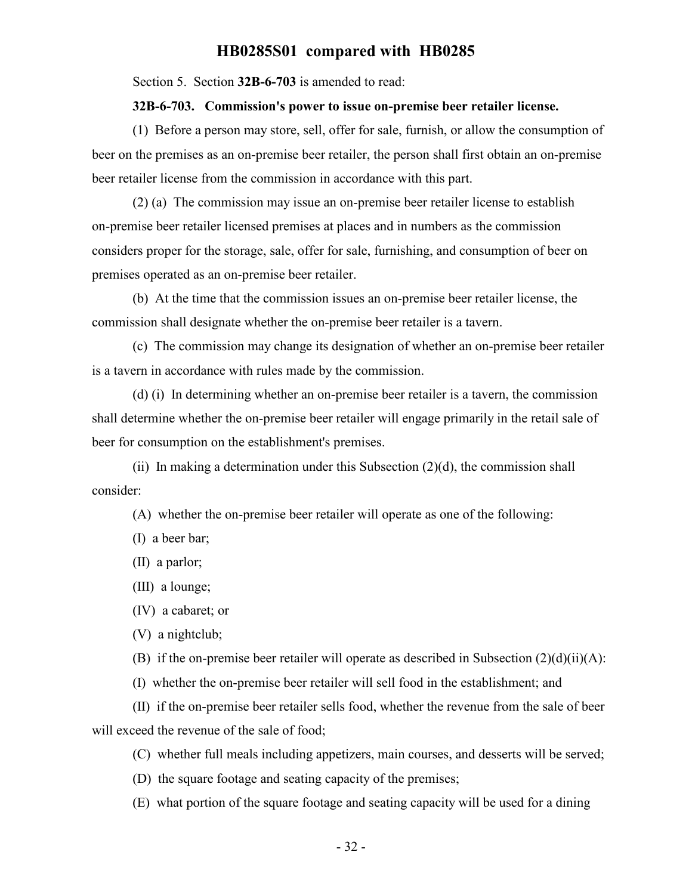Section 5. Section **32B-6-703** is amended to read:

**32B-6-703. Commission's power to issue on-premise beer retailer license.**

(1) Before a person may store, sell, offer for sale, furnish, or allow the consumption of beer on the premises as an on-premise beer retailer, the person shall first obtain an on-premise beer retailer license from the commission in accordance with this part.

(2) (a) The commission may issue an on-premise beer retailer license to establish on-premise beer retailer licensed premises at places and in numbers as the commission considers proper for the storage, sale, offer for sale, furnishing, and consumption of beer on premises operated as an on-premise beer retailer.

(b) At the time that the commission issues an on-premise beer retailer license, the commission shall designate whether the on-premise beer retailer is a tavern.

(c) The commission may change its designation of whether an on-premise beer retailer is a tavern in accordance with rules made by the commission.

(d) (i) In determining whether an on-premise beer retailer is a tavern, the commission shall determine whether the on-premise beer retailer will engage primarily in the retail sale of beer for consumption on the establishment's premises.

(ii) In making a determination under this Subsection (2)(d), the commission shall consider:

(A) whether the on-premise beer retailer will operate as one of the following:

(I) a beer bar;

(II) a parlor;

(III) a lounge;

(IV) a cabaret; or

(V) a nightclub;

(B) if the on-premise beer retailer will operate as described in Subsection (2)(d)(ii)(A):

(I) whether the on-premise beer retailer will sell food in the establishment; and

(II) if the on-premise beer retailer sells food, whether the revenue from the sale of beer will exceed the revenue of the sale of food;

(C) whether full meals including appetizers, main courses, and desserts will be served;

(D) the square footage and seating capacity of the premises;

(E) what portion of the square footage and seating capacity will be used for a dining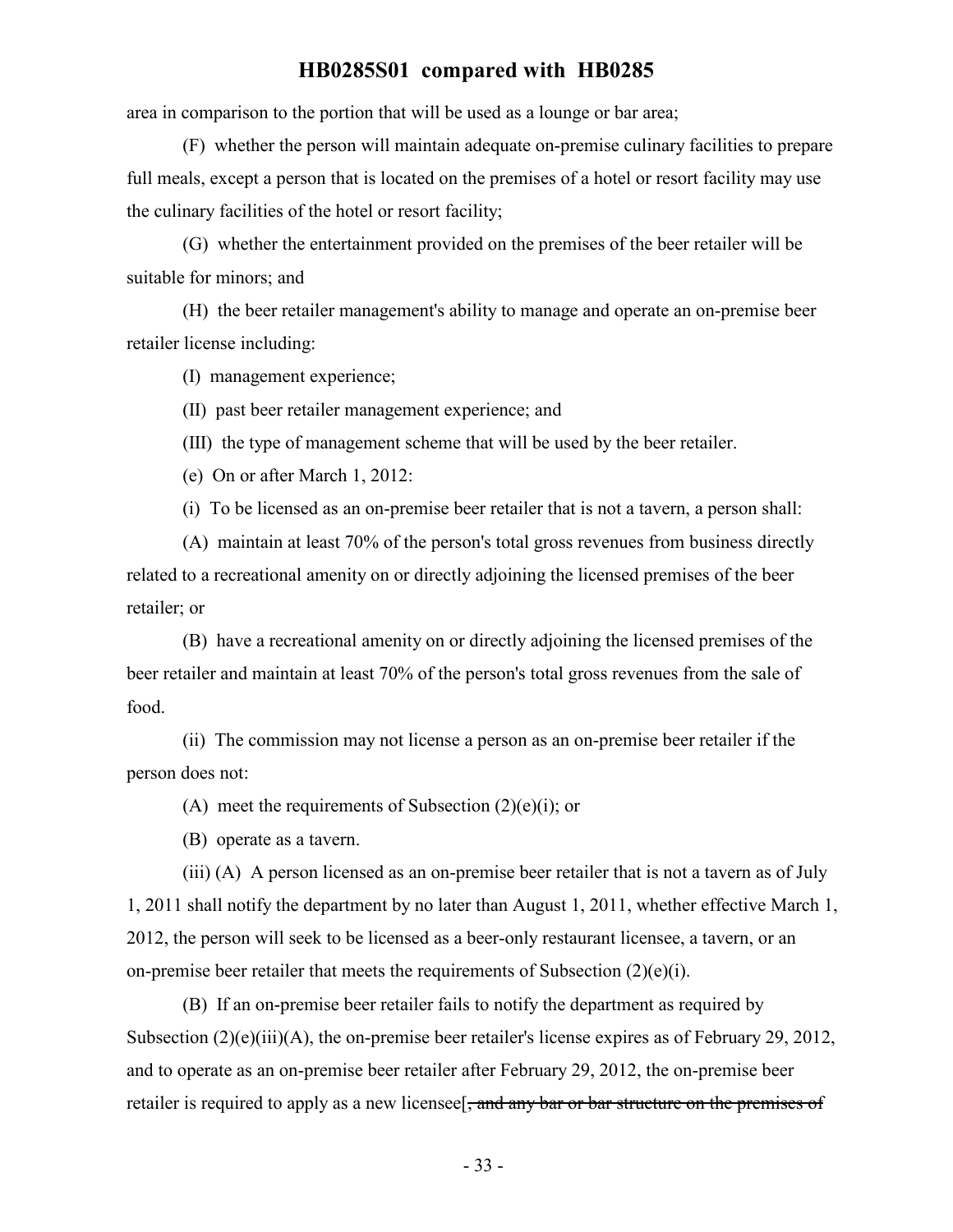area in comparison to the portion that will be used as a lounge or bar area;

(F) whether the person will maintain adequate on-premise culinary facilities to prepare full meals, except a person that is located on the premises of a hotel or resort facility may use the culinary facilities of the hotel or resort facility;

(G) whether the entertainment provided on the premises of the beer retailer will be suitable for minors; and

(H) the beer retailer management's ability to manage and operate an on-premise beer retailer license including:

(I) management experience;

(II) past beer retailer management experience; and

(III) the type of management scheme that will be used by the beer retailer.

(e) On or after March 1, 2012:

(i) To be licensed as an on-premise beer retailer that is not a tavern, a person shall:

(A) maintain at least 70% of the person's total gross revenues from business directly related to a recreational amenity on or directly adjoining the licensed premises of the beer retailer; or

(B) have a recreational amenity on or directly adjoining the licensed premises of the beer retailer and maintain at least 70% of the person's total gross revenues from the sale of food.

(ii) The commission may not license a person as an on-premise beer retailer if the person does not:

(A) meet the requirements of Subsection (2)(e)(i); or

(B) operate as a tavern.

(iii) (A) A person licensed as an on-premise beer retailer that is not a tavern as of July 1, 2011 shall notify the department by no later than August 1, 2011, whether effective March 1, 2012, the person will seek to be licensed as a beer-only restaurant licensee, a tavern, or an on-premise beer retailer that meets the requirements of Subsection (2)(e)(i).

(B) If an on-premise beer retailer fails to notify the department as required by Subsection (2)(e)(iii)(A), the on-premise beer retailer's license expires as of February 29, 2012, and to operate as an on-premise beer retailer after February 29, 2012, the on-premise beer retailer is required to apply as a new licensee[~~, and any bar or bar structure on the premises of~~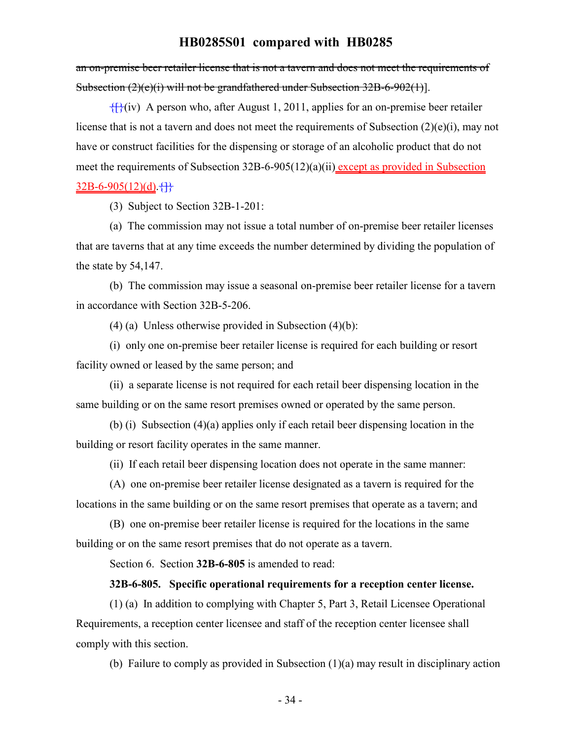~~an on-premise beer retailer license that is not a tavern and does not meet the requirements of Subsection (2)(e)(i) will not be grandfathered under Subsection 32B-6-902(1)~~].

{[}(iv) A person who, after August 1, 2011, applies for an on-premise beer retailer license that is not a tavern and does not meet the requirements of Subsection (2)(e)(i), may not have or construct facilities for the dispensing or storage of an alcoholic product that do not meet the requirements of Subsection 32B-6-905(12)(a)(ii) except as provided in Subsection 32B-6-905(12)(d).{]}

(3) Subject to Section 32B-1-201:

(a) The commission may not issue a total number of on-premise beer retailer licenses that are taverns that at any time exceeds the number determined by dividing the population of the state by 54,147.

(b) The commission may issue a seasonal on-premise beer retailer license for a tavern in accordance with Section 32B-5-206.

(4) (a) Unless otherwise provided in Subsection (4)(b):

(i) only one on-premise beer retailer license is required for each building or resort facility owned or leased by the same person; and

(ii) a separate license is not required for each retail beer dispensing location in the same building or on the same resort premises owned or operated by the same person.

(b) (i) Subsection (4)(a) applies only if each retail beer dispensing location in the building or resort facility operates in the same manner.

(ii) If each retail beer dispensing location does not operate in the same manner:

(A) one on-premise beer retailer license designated as a tavern is required for the locations in the same building or on the same resort premises that operate as a tavern; and

(B) one on-premise beer retailer license is required for the locations in the same building or on the same resort premises that do not operate as a tavern.

Section 6. Section **32B-6-805** is amended to read:

**32B-6-805. Specific operational requirements for a reception center license.**

(1) (a) In addition to complying with Chapter 5, Part 3, Retail Licensee Operational Requirements, a reception center licensee and staff of the reception center licensee shall comply with this section.

(b) Failure to comply as provided in Subsection (1)(a) may result in disciplinary action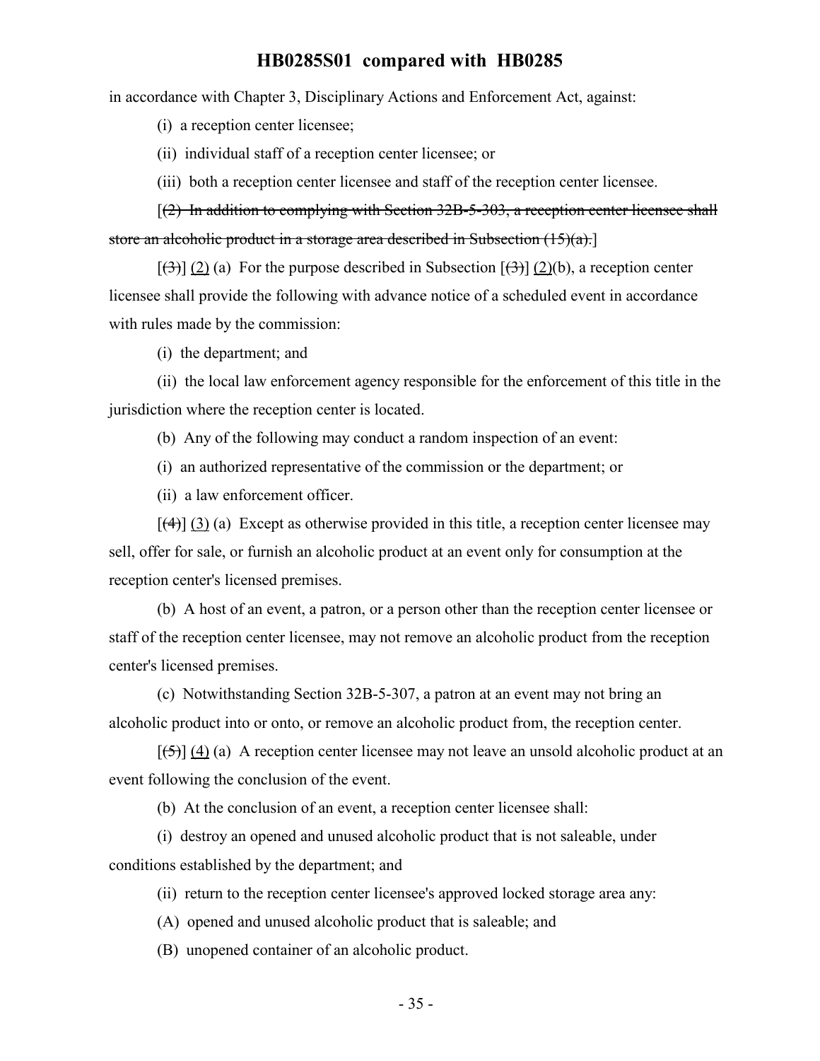in accordance with Chapter 3, Disciplinary Actions and Enforcement Act, against:

(i) a reception center licensee;

(ii) individual staff of a reception center licensee; or

(iii) both a reception center licensee and staff of the reception center licensee.

[~~(2) In addition to complying with Section 32B-5-303, a reception center licensee shall store an alcoholic product in a storage area described in Subsection (15)(a).~~]

[~~(3)~~] (2) (a) For the purpose described in Subsection [~~(3)~~] (2)(b), a reception center licensee shall provide the following with advance notice of a scheduled event in accordance with rules made by the commission:

(i) the department; and

(ii) the local law enforcement agency responsible for the enforcement of this title in the jurisdiction where the reception center is located.

(b) Any of the following may conduct a random inspection of an event:

(i) an authorized representative of the commission or the department; or

(ii) a law enforcement officer.

[~~(4)~~] (3) (a) Except as otherwise provided in this title, a reception center licensee may sell, offer for sale, or furnish an alcoholic product at an event only for consumption at the reception center's licensed premises.

(b) A host of an event, a patron, or a person other than the reception center licensee or staff of the reception center licensee, may not remove an alcoholic product from the reception center's licensed premises.

(c) Notwithstanding Section 32B-5-307, a patron at an event may not bring an alcoholic product into or onto, or remove an alcoholic product from, the reception center.

[~~(5)~~] (4) (a) A reception center licensee may not leave an unsold alcoholic product at an event following the conclusion of the event.

(b) At the conclusion of an event, a reception center licensee shall:

(i) destroy an opened and unused alcoholic product that is not saleable, under conditions established by the department; and

(ii) return to the reception center licensee's approved locked storage area any:

(A) opened and unused alcoholic product that is saleable; and

(B) unopened container of an alcoholic product.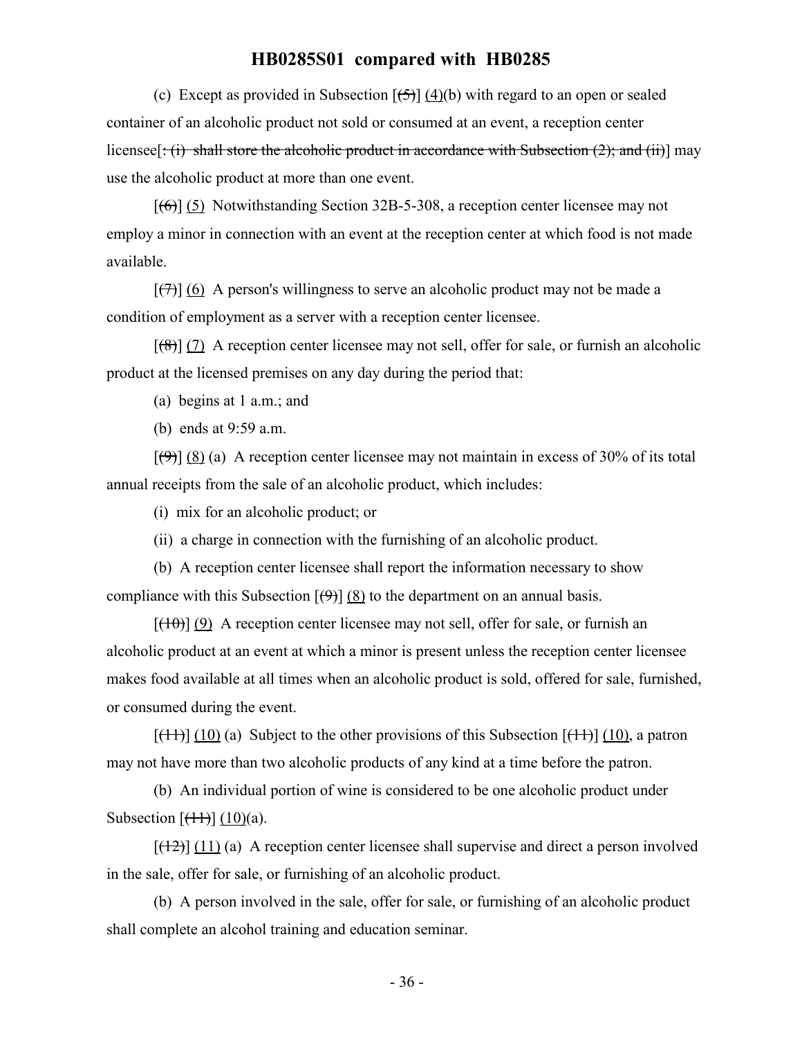(c) Except as provided in Subsection [~~(5)~~] (4)(b) with regard to an open or sealed container of an alcoholic product not sold or consumed at an event, a reception center licensee[~~: (i) shall store the alcoholic product in accordance with Subsection (2); and (ii)~~] may use the alcoholic product at more than one event.

[~~(6)~~] (5) Notwithstanding Section 32B-5-308, a reception center licensee may not employ a minor in connection with an event at the reception center at which food is not made available.

[~~(7)~~] (6) A person's willingness to serve an alcoholic product may not be made a condition of employment as a server with a reception center licensee.

[~~(8)~~] (7) A reception center licensee may not sell, offer for sale, or furnish an alcoholic product at the licensed premises on any day during the period that:

(a) begins at 1 a.m.; and

(b) ends at 9:59 a.m.

[~~(9)~~] (8) (a) A reception center licensee may not maintain in excess of 30% of its total annual receipts from the sale of an alcoholic product, which includes:

(i) mix for an alcoholic product; or

(ii) a charge in connection with the furnishing of an alcoholic product.

(b) A reception center licensee shall report the information necessary to show compliance with this Subsection [~~(9)~~] (8) to the department on an annual basis.

[~~(10)~~] (9) A reception center licensee may not sell, offer for sale, or furnish an alcoholic product at an event at which a minor is present unless the reception center licensee makes food available at all times when an alcoholic product is sold, offered for sale, furnished, or consumed during the event.

[~~(11)~~] (10) (a) Subject to the other provisions of this Subsection [~~(11)~~] (10), a patron may not have more than two alcoholic products of any kind at a time before the patron.

(b) An individual portion of wine is considered to be one alcoholic product under Subsection [~~(11)~~] (10)(a).

[~~(12)~~] (11) (a) A reception center licensee shall supervise and direct a person involved in the sale, offer for sale, or furnishing of an alcoholic product.

(b) A person involved in the sale, offer for sale, or furnishing of an alcoholic product shall complete an alcohol training and education seminar.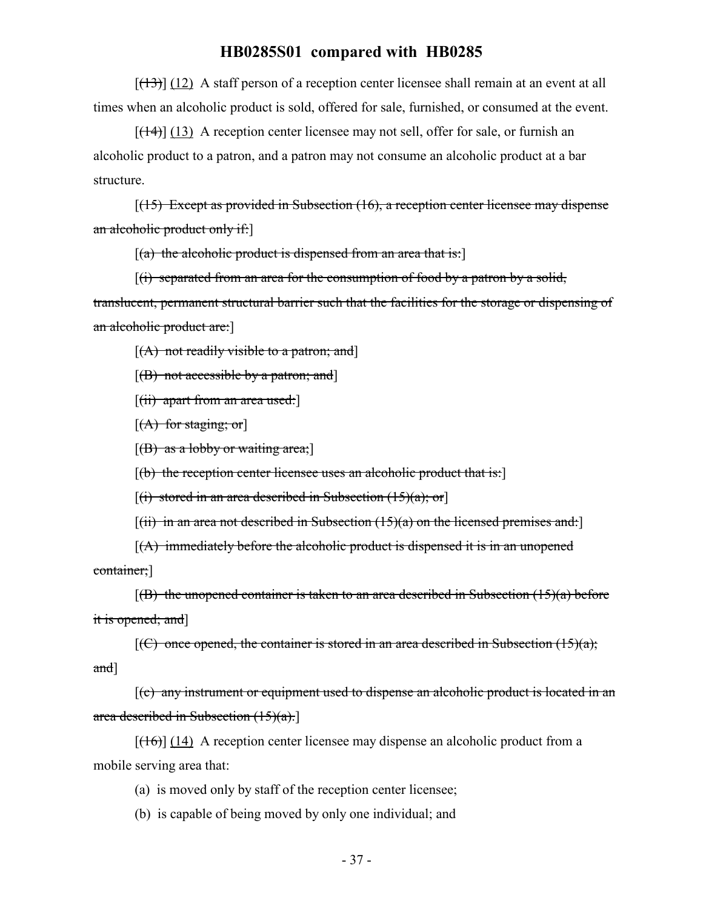[~~(13)~~] (12) A staff person of a reception center licensee shall remain at an event at all times when an alcoholic product is sold, offered for sale, furnished, or consumed at the event.

[~~(14)~~] (13) A reception center licensee may not sell, offer for sale, or furnish an alcoholic product to a patron, and a patron may not consume an alcoholic product at a bar structure.

[~~(15) Except as provided in Subsection (16), a reception center licensee may dispense an alcoholic product only if:~~]

[~~(a) the alcoholic product is dispensed from an area that is:~~]

[~~(i) separated from an area for the consumption of food by a patron by a solid, translucent, permanent structural barrier such that the facilities for the storage or dispensing of an alcoholic product are:~~]

[~~(A) not readily visible to a patron; and~~]

[~~(B) not accessible by a patron; and~~]

[~~(ii) apart from an area used:~~]

[~~(A) for staging; or~~]

[~~(B) as a lobby or waiting area;~~]

[~~(b) the reception center licensee uses an alcoholic product that is:~~]

[~~(i) stored in an area described in Subsection (15)(a); or~~]

[~~(ii) in an area not described in Subsection (15)(a) on the licensed premises and:~~]

[~~(A) immediately before the alcoholic product is dispensed it is in an unopened container;~~]

[~~(B) the unopened container is taken to an area described in Subsection (15)(a) before it is opened; and~~]

[~~(C) once opened, the container is stored in an area described in Subsection (15)(a); and~~]

[~~(c) any instrument or equipment used to dispense an alcoholic product is located in an area described in Subsection (15)(a).~~]

[~~(16)~~] (14) A reception center licensee may dispense an alcoholic product from a mobile serving area that:

(a) is moved only by staff of the reception center licensee;

(b) is capable of being moved by only one individual; and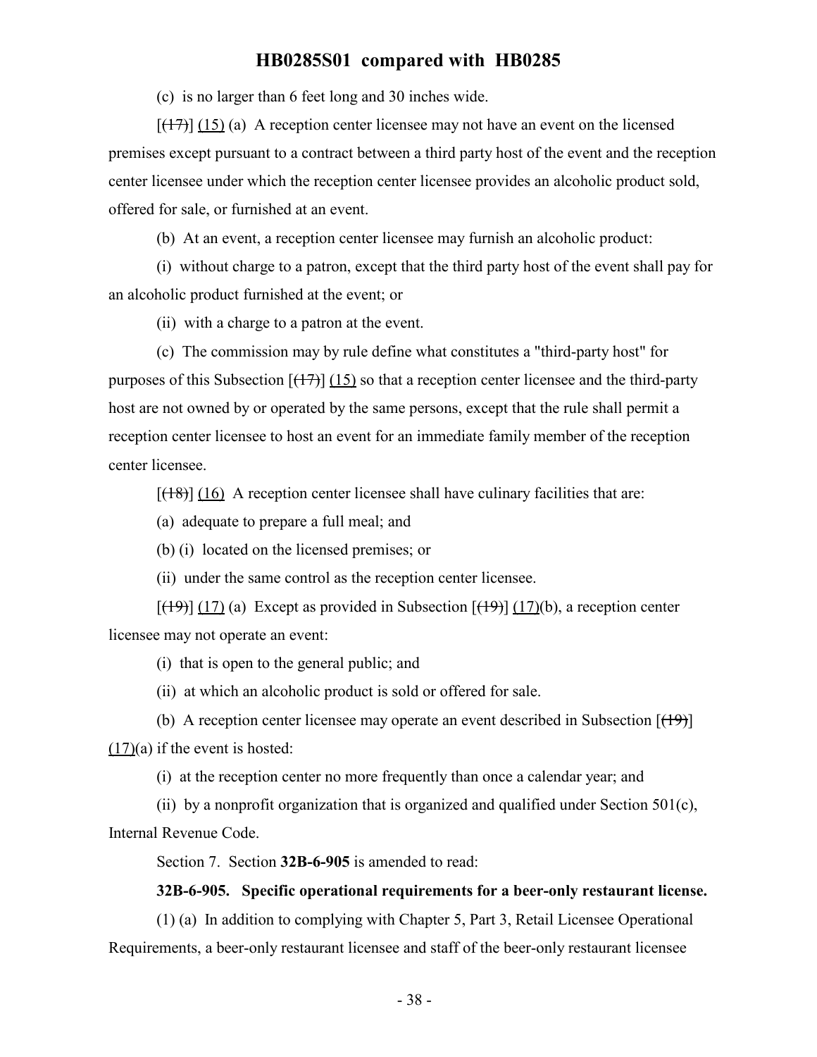(c) is no larger than 6 feet long and 30 inches wide.

[~~(17)~~] (15) (a) A reception center licensee may not have an event on the licensed premises except pursuant to a contract between a third party host of the event and the reception center licensee under which the reception center licensee provides an alcoholic product sold, offered for sale, or furnished at an event.

(b) At an event, a reception center licensee may furnish an alcoholic product:

(i) without charge to a patron, except that the third party host of the event shall pay for an alcoholic product furnished at the event; or

(ii) with a charge to a patron at the event.

(c) The commission may by rule define what constitutes a "third-party host" for purposes of this Subsection [~~(17)~~] (15) so that a reception center licensee and the third-party host are not owned by or operated by the same persons, except that the rule shall permit a reception center licensee to host an event for an immediate family member of the reception center licensee.

[~~(18)~~] (16) A reception center licensee shall have culinary facilities that are:

(a) adequate to prepare a full meal; and

(b) (i) located on the licensed premises; or

(ii) under the same control as the reception center licensee.

[~~(19)~~] (17) (a) Except as provided in Subsection [~~(19)~~] (17)(b), a reception center licensee may not operate an event:

(i) that is open to the general public; and

(ii) at which an alcoholic product is sold or offered for sale.

(b) A reception center licensee may operate an event described in Subsection [~~(19)~~] (17)(a) if the event is hosted:

(i) at the reception center no more frequently than once a calendar year; and

(ii) by a nonprofit organization that is organized and qualified under Section 501(c), Internal Revenue Code.

Section 7. Section **32B-6-905** is amended to read:

**32B-6-905. Specific operational requirements for a beer-only restaurant license.**

(1) (a) In addition to complying with Chapter 5, Part 3, Retail Licensee Operational Requirements, a beer-only restaurant licensee and staff of the beer-only restaurant licensee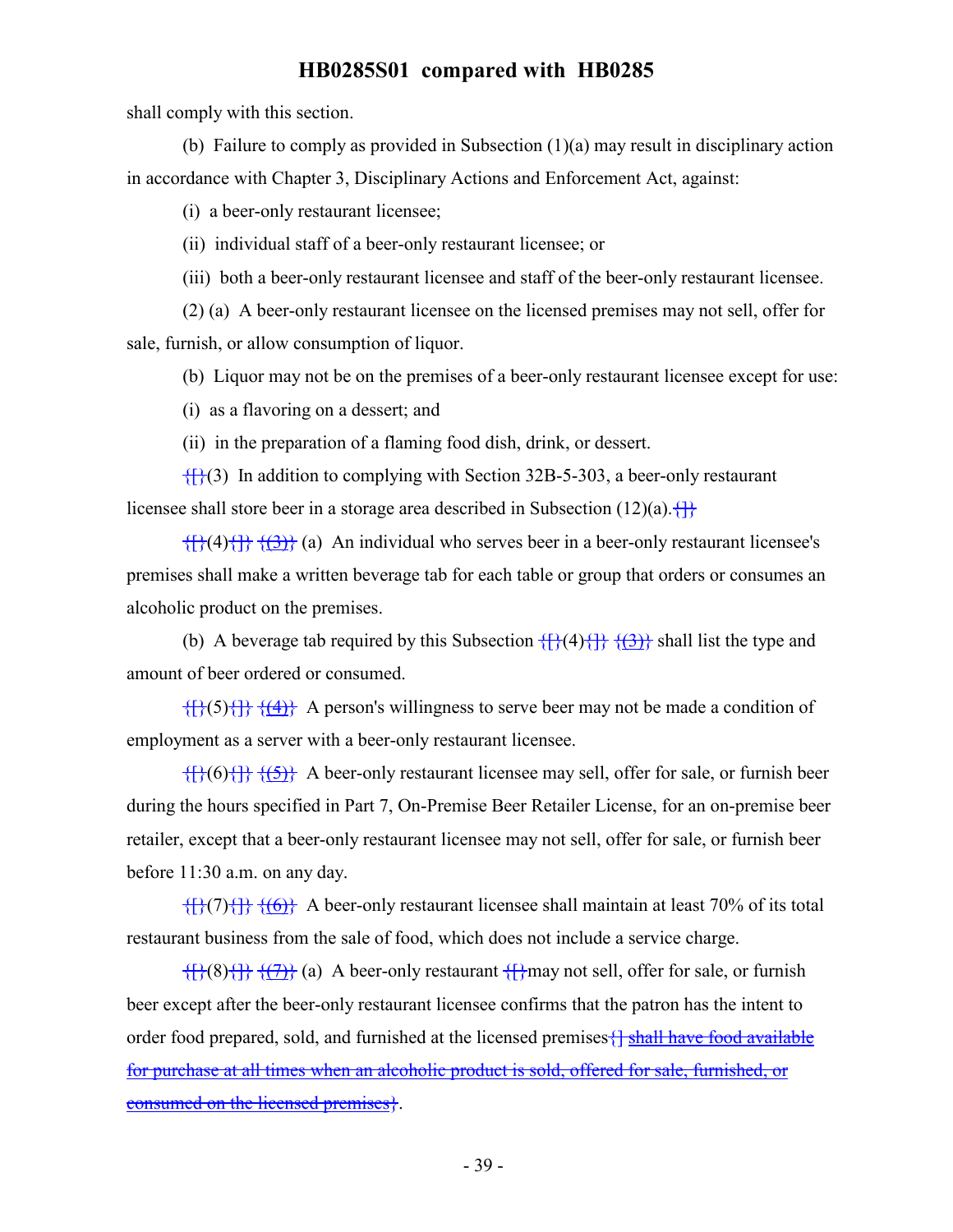shall comply with this section.

(b) Failure to comply as provided in Subsection (1)(a) may result in disciplinary action in accordance with Chapter 3, Disciplinary Actions and Enforcement Act, against:

(i) a beer-only restaurant licensee;

(ii) individual staff of a beer-only restaurant licensee; or

(iii) both a beer-only restaurant licensee and staff of the beer-only restaurant licensee.

(2) (a) A beer-only restaurant licensee on the licensed premises may not sell, offer for sale, furnish, or allow consumption of liquor.

(b) Liquor may not be on the premises of a beer-only restaurant licensee except for use:

(i) as a flavoring on a dessert; and

(ii) in the preparation of a flaming food dish, drink, or dessert.

{[}(3) In addition to complying with Section 32B-5-303, a beer-only restaurant licensee shall store beer in a storage area described in Subsection (12)(a).{]}

{[}(4){]} {(3)} (a) An individual who serves beer in a beer-only restaurant licensee's premises shall make a written beverage tab for each table or group that orders or consumes an alcoholic product on the premises.

(b) A beverage tab required by this Subsection {[}(4){]} {(3)} shall list the type and amount of beer ordered or consumed.

{[}(5){]} {(4)} A person's willingness to serve beer may not be made a condition of employment as a server with a beer-only restaurant licensee.

{[}(6){]} {(5)} A beer-only restaurant licensee may sell, offer for sale, or furnish beer during the hours specified in Part 7, On-Premise Beer Retailer License, for an on-premise beer retailer, except that a beer-only restaurant licensee may not sell, offer for sale, or furnish beer before 11:30 a.m. on any day.

{[}(7){]} {(6)} A beer-only restaurant licensee shall maintain at least 70% of its total restaurant business from the sale of food, which does not include a service charge.

{[}(8){]} {(7)} (a) A beer-only restaurant {[}may not sell, offer for sale, or furnish beer except after the beer-only restaurant licensee confirms that the patron has the intent to order food prepared, sold, and furnished at the licensed premises{]} ~~shall have food available for purchase at all times when an alcoholic product is sold, offered for sale, furnished, or consumed on the licensed premises~~}.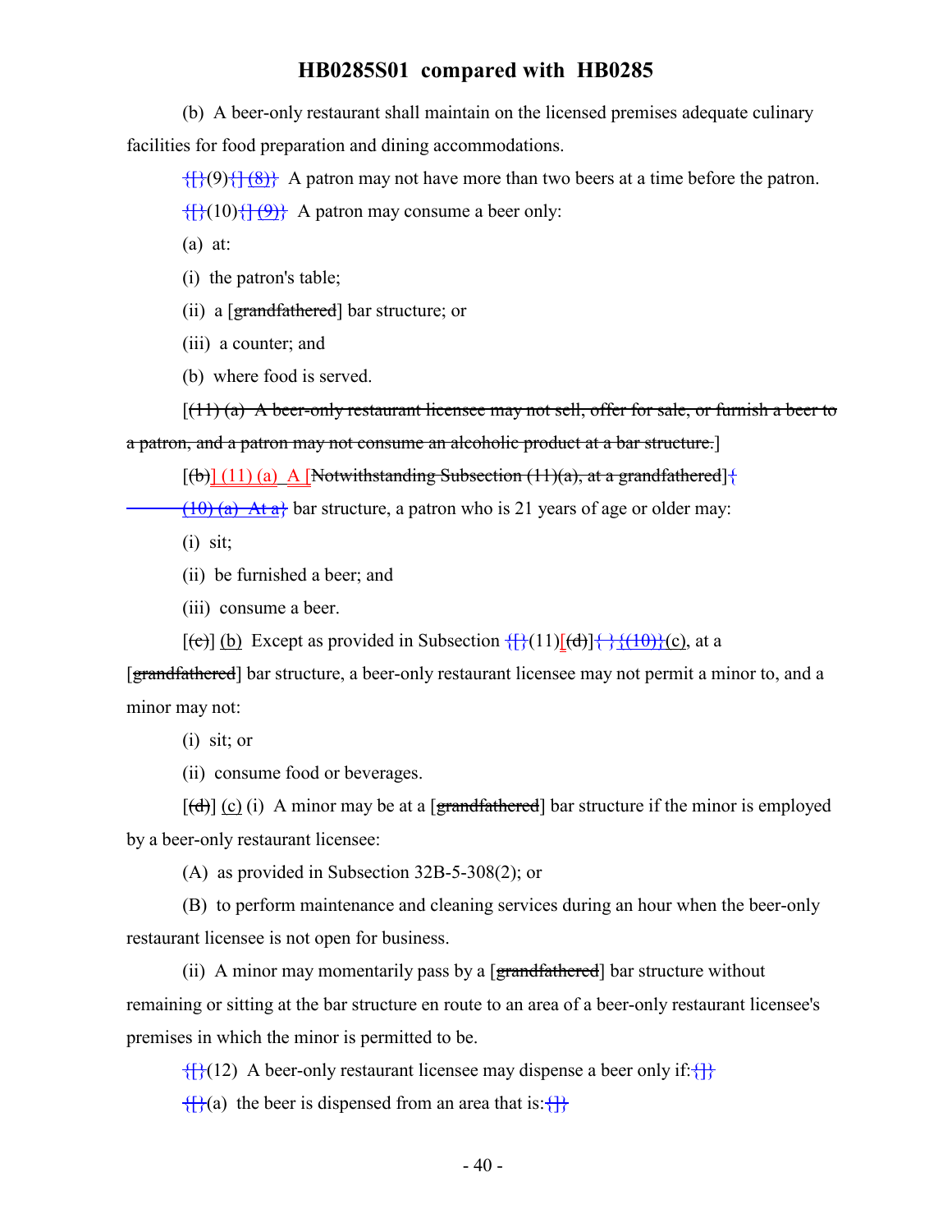(b) A beer-only restaurant shall maintain on the licensed premises adequate culinary facilities for food preparation and dining accommodations.

{[}(9){] (8)} A patron may not have more than two beers at a time before the patron.

{[}(10){] (9)} A patron may consume a beer only:

(a) at:

(i) the patron's table;

(ii) a [grandfathered] bar structure; or

(iii) a counter; and

(b) where food is served.

[(11) (a) A beer-only restaurant licensee may not sell, offer for sale, or furnish a beer to a patron, and a patron may not consume an alcoholic product at a bar structure.]

[(b)] (11) (a) A [Notwithstanding Subsection (11)(a), at a grandfathered]{ (10) (a) At a} bar structure, a patron who is 21 years of age or older may:

(i) sit;

(ii) be furnished a beer; and

(iii) consume a beer.

[(c)] (b) Except as provided in Subsection {[}(11)[(d)]{ }{(10)}(c), at a [grandfathered] bar structure, a beer-only restaurant licensee may not permit a minor to, and a minor may not:

(i) sit; or

(ii) consume food or beverages.

[(d)] (c) (i) A minor may be at a [grandfathered] bar structure if the minor is employed by a beer-only restaurant licensee:

(A) as provided in Subsection 32B-5-308(2); or

(B) to perform maintenance and cleaning services during an hour when the beer-only restaurant licensee is not open for business.

(ii) A minor may momentarily pass by a [grandfathered] bar structure without remaining or sitting at the bar structure en route to an area of a beer-only restaurant licensee's premises in which the minor is permitted to be.

{[}(12) A beer-only restaurant licensee may dispense a beer only if:{]}

{[}(a) the beer is dispensed from an area that is:{]}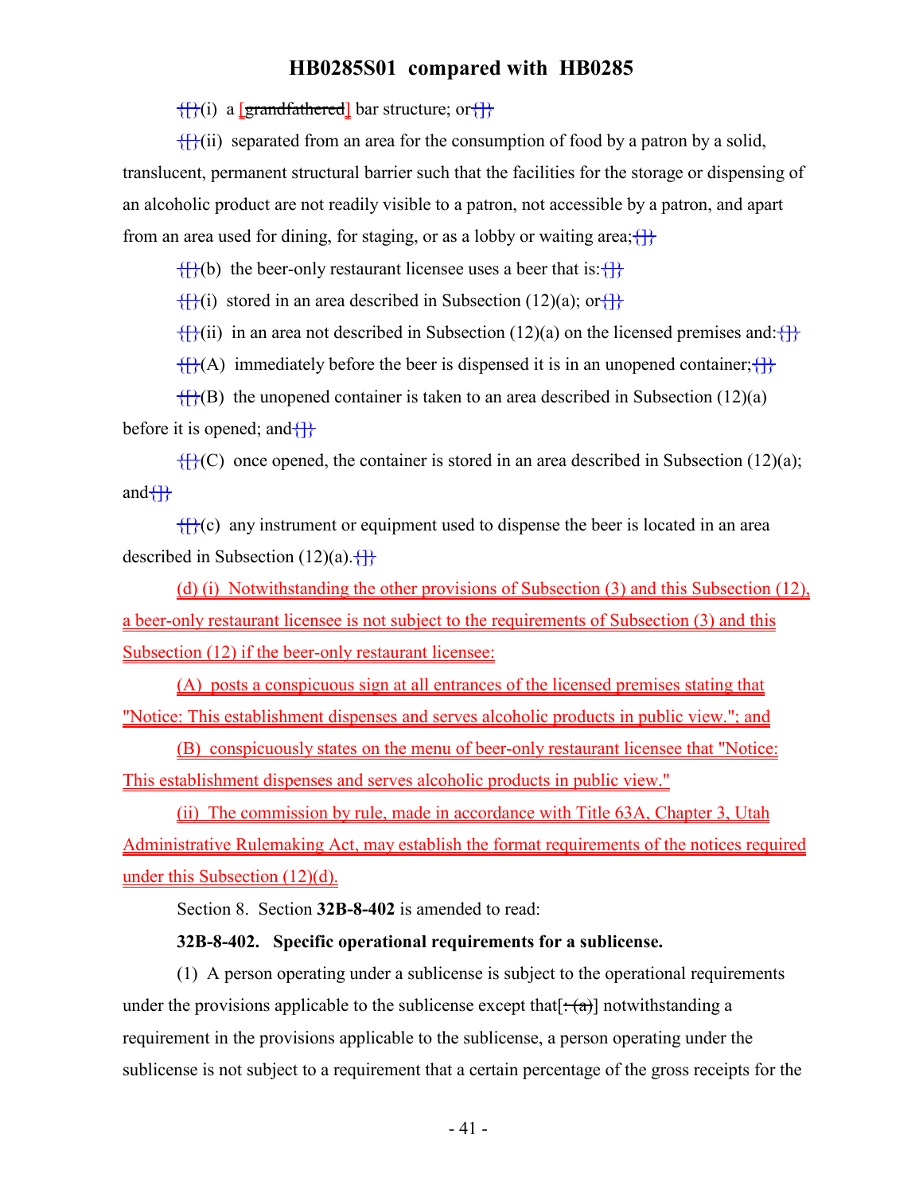{}(i) a [grandfathered] bar structure; or{}

{}(ii) separated from an area for the consumption of food by a patron by a solid, translucent, permanent structural barrier such that the facilities for the storage or dispensing of an alcoholic product are not readily visible to a patron, not accessible by a patron, and apart from an area used for dining, for staging, or as a lobby or waiting area;{}

{}(b) the beer-only restaurant licensee uses a beer that is:{}

{}(i) stored in an area described in Subsection (12)(a); or{}

{}(ii) in an area not described in Subsection (12)(a) on the licensed premises and:{}

{}(A) immediately before the beer is dispensed it is in an unopened container;{}

{}(B) the unopened container is taken to an area described in Subsection (12)(a) before it is opened; and{}

{}(C) once opened, the container is stored in an area described in Subsection (12)(a); and{}

{}(c) any instrument or equipment used to dispense the beer is located in an area described in Subsection (12)(a).{}

(d) (i) Notwithstanding the other provisions of Subsection (3) and this Subsection (12), a beer-only restaurant licensee is not subject to the requirements of Subsection (3) and this Subsection (12) if the beer-only restaurant licensee:

(A) posts a conspicuous sign at all entrances of the licensed premises stating that "Notice: This establishment dispenses and serves alcoholic products in public view."; and

(B) conspicuously states on the menu of beer-only restaurant licensee that "Notice: This establishment dispenses and serves alcoholic products in public view."

(ii) The commission by rule, made in accordance with Title 63A, Chapter 3, Utah Administrative Rulemaking Act, may establish the format requirements of the notices required under this Subsection (12)(d).

Section 8. Section **32B-8-402** is amended to read:

**32B-8-402. Specific operational requirements for a sublicense.**

(1) A person operating under a sublicense is subject to the operational requirements under the provisions applicable to the sublicense except that[: (a)] notwithstanding a requirement in the provisions applicable to the sublicense, a person operating under the sublicense is not subject to a requirement that a certain percentage of the gross receipts for the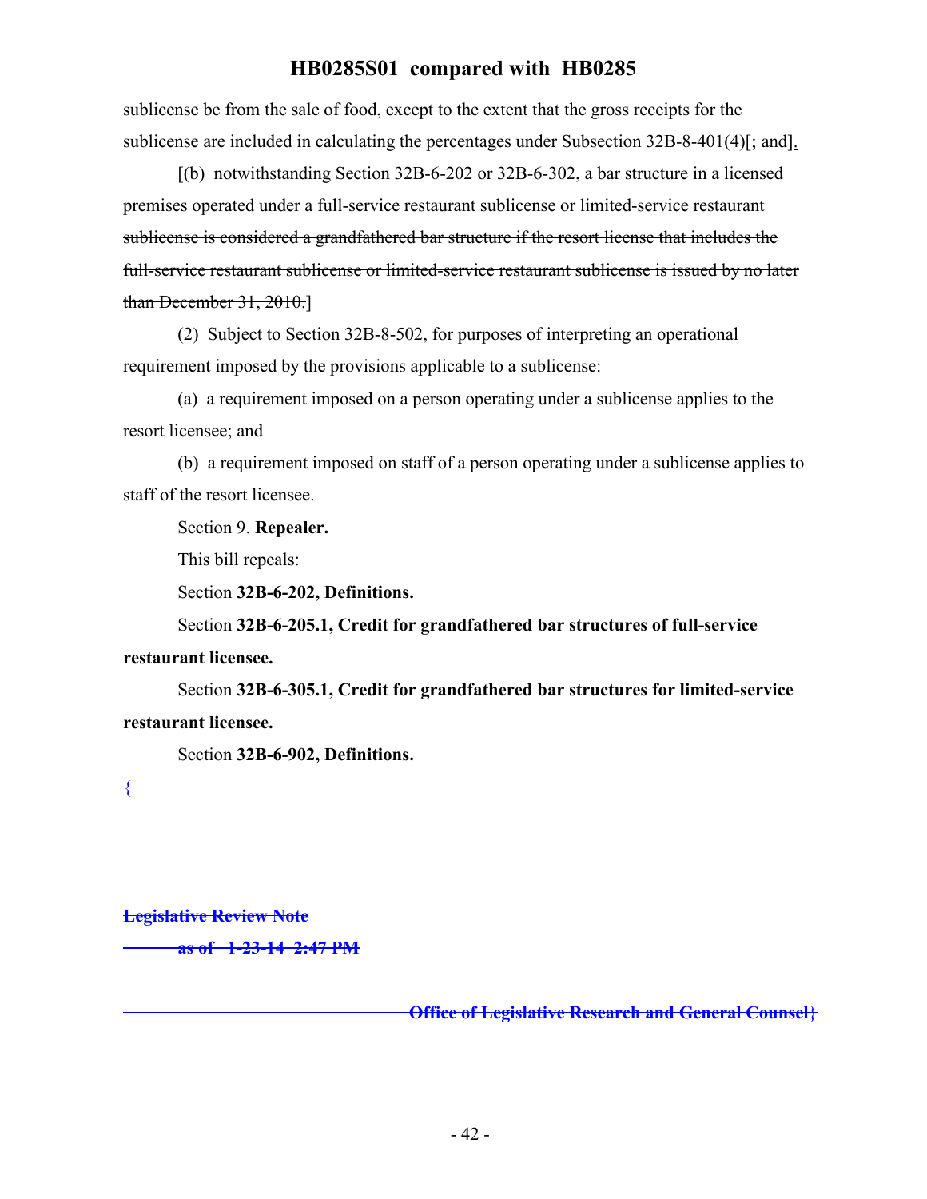sublicense be from the sale of food, except to the extent that the gross receipts for the sublicense are included in calculating the percentages under Subsection 32B-8-401(4)[~~; and~~].

[~~(b) notwithstanding Section 32B-6-202 or 32B-6-302, a bar structure in a licensed premises operated under a full-service restaurant sublicense or limited-service restaurant sublicense is considered a grandfathered bar structure if the resort license that includes the full-service restaurant sublicense or limited-service restaurant sublicense is issued by no later than December 31, 2010.~~]

(2) Subject to Section 32B-8-502, for purposes of interpreting an operational requirement imposed by the provisions applicable to a sublicense:

(a) a requirement imposed on a person operating under a sublicense applies to the resort licensee; and

(b) a requirement imposed on staff of a person operating under a sublicense applies to staff of the resort licensee.

Section 9. **Repealer.**

This bill repeals:

Section **32B-6-202, Definitions.**

Section **32B-6-205.1, Credit for grandfathered bar structures of full-service restaurant licensee.**

Section **32B-6-305.1, Credit for grandfathered bar structures for limited-service restaurant licensee.**

Section **32B-6-902, Definitions.**

{

~~**Legislative Review Note**~~

~~**as of 1-23-14 2:47 PM**~~

~~**Office of Legislative Research and General Counsel**~~}